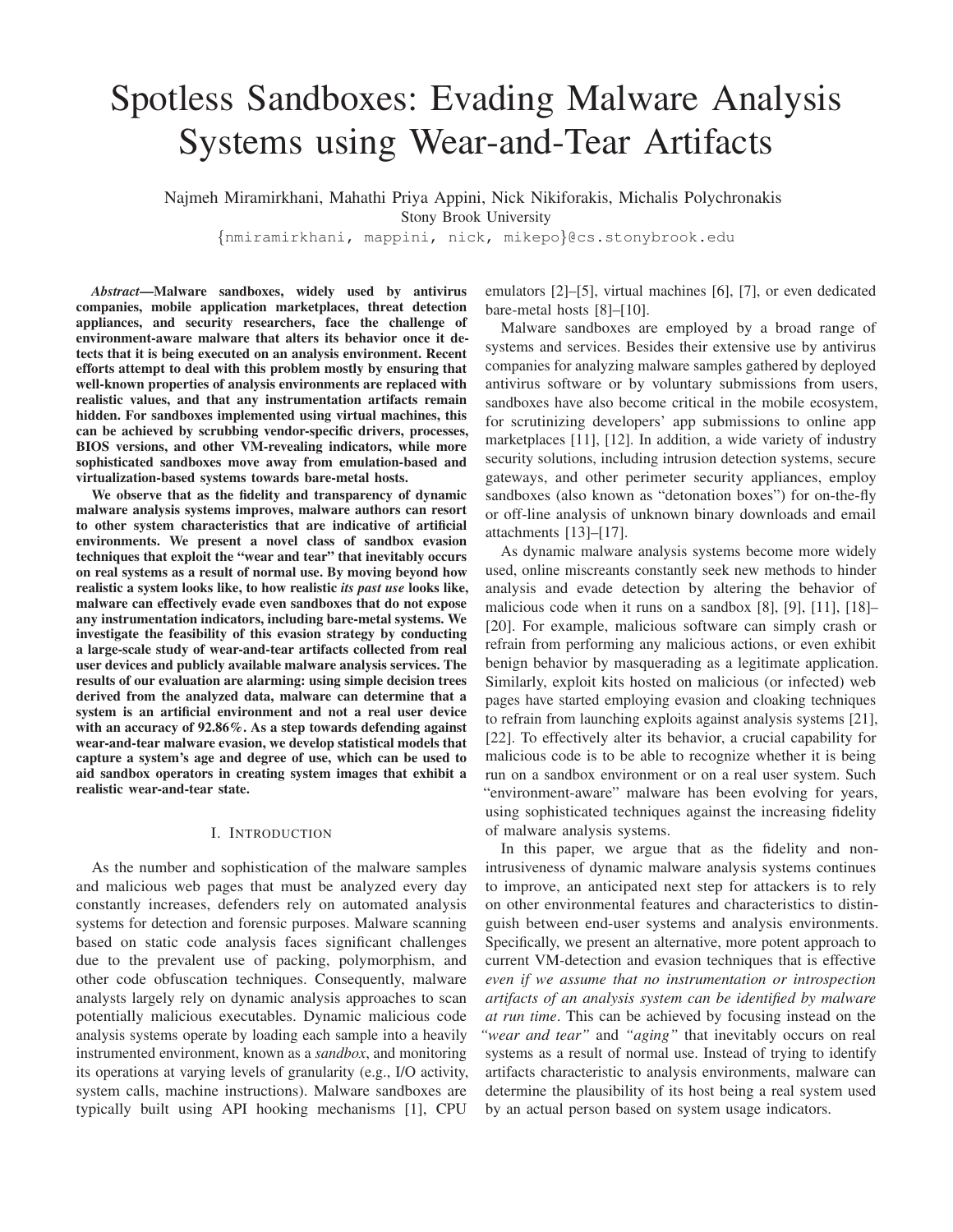# Spotless Sandboxes: Evading Malware Analysis Systems using Wear-and-Tear Artifacts

Najmeh Miramirkhani, Mahathi Priya Appini, Nick Nikiforakis, Michalis Polychronakis
Stony Brook University
{nmiramirkhani, mappini, nick, mikepo}@cs.stonybrook.edu

***Abstract*—Malware sandboxes, widely used by antivirus companies, mobile application marketplaces, threat detection appliances, and security researchers, face the challenge of environment-aware malware that alters its behavior once it detects that it is being executed on an analysis environment. Recent efforts attempt to deal with this problem mostly by ensuring that well-known properties of analysis environments are replaced with realistic values, and that any instrumentation artifacts remain hidden. For sandboxes implemented using virtual machines, this can be achieved by scrubbing vendor-specific drivers, processes, BIOS versions, and other VM-revealing indicators, while more sophisticated sandboxes move away from emulation-based and virtualization-based systems towards bare-metal hosts.**

**We observe that as the fidelity and transparency of dynamic malware analysis systems improves, malware authors can resort to other system characteristics that are indicative of artificial environments. We present a novel class of sandbox evasion techniques that exploit the "wear and tear" that inevitably occurs on real systems as a result of normal use. By moving beyond how realistic a system looks like, to how realistic *its past use* looks like, malware can effectively evade even sandboxes that do not expose any instrumentation indicators, including bare-metal systems. We investigate the feasibility of this evasion strategy by conducting a large-scale study of wear-and-tear artifacts collected from real user devices and publicly available malware analysis services. The results of our evaluation are alarming: using simple decision trees derived from the analyzed data, malware can determine that a system is an artificial environment and not a real user device with an accuracy of 92.86%. As a step towards defending against wear-and-tear malware evasion, we develop statistical models that capture a system's age and degree of use, which can be used to aid sandbox operators in creating system images that exhibit a realistic wear-and-tear state.**

## I. Introduction

As the number and sophistication of the malware samples and malicious web pages that must be analyzed every day constantly increases, defenders rely on automated analysis systems for detection and forensic purposes. Malware scanning based on static code analysis faces significant challenges due to the prevalent use of packing, polymorphism, and other code obfuscation techniques. Consequently, malware analysts largely rely on dynamic analysis approaches to scan potentially malicious executables. Dynamic malicious code analysis systems operate by loading each sample into a heavily instrumented environment, known as a *sandbox*, and monitoring its operations at varying levels of granularity (e.g., I/O activity, system calls, machine instructions). Malware sandboxes are typically built using API hooking mechanisms [1], CPU emulators [2]–[5], virtual machines [6], [7], or even dedicated bare-metal hosts [8]–[10].

Malware sandboxes are employed by a broad range of systems and services. Besides their extensive use by antivirus companies for analyzing malware samples gathered by deployed antivirus software or by voluntary submissions from users, sandboxes have also become critical in the mobile ecosystem, for scrutinizing developers' app submissions to online app marketplaces [11], [12]. In addition, a wide variety of industry security solutions, including intrusion detection systems, secure gateways, and other perimeter security appliances, employ sandboxes (also known as "detonation boxes") for on-the-fly or off-line analysis of unknown binary downloads and email attachments [13]–[17].

As dynamic malware analysis systems become more widely used, online miscreants constantly seek new methods to hinder analysis and evade detection by altering the behavior of malicious code when it runs on a sandbox [8], [9], [11], [18]–[20]. For example, malicious software can simply crash or refrain from performing any malicious actions, or even exhibit benign behavior by masquerading as a legitimate application. Similarly, exploit kits hosted on malicious (or infected) web pages have started employing evasion and cloaking techniques to refrain from launching exploits against analysis systems [21], [22]. To effectively alter its behavior, a crucial capability for malicious code is to be able to recognize whether it is being run on a sandbox environment or on a real user system. Such "environment-aware" malware has been evolving for years, using sophisticated techniques against the increasing fidelity of malware analysis systems.

In this paper, we argue that as the fidelity and non-intrusiveness of dynamic malware analysis systems continues to improve, an anticipated next step for attackers is to rely on other environmental features and characteristics to distinguish between end-user systems and analysis environments. Specifically, we present an alternative, more potent approach to current VM-detection and evasion techniques that is effective *even if we assume that no instrumentation or introspection artifacts of an analysis system can be identified by malware at run time*. This can be achieved by focusing instead on the *"wear and tear"* and *"aging"* that inevitably occurs on real systems as a result of normal use. Instead of trying to identify artifacts characteristic to analysis environments, malware can determine the plausibility of its host being a real system used by an actual person based on system usage indicators.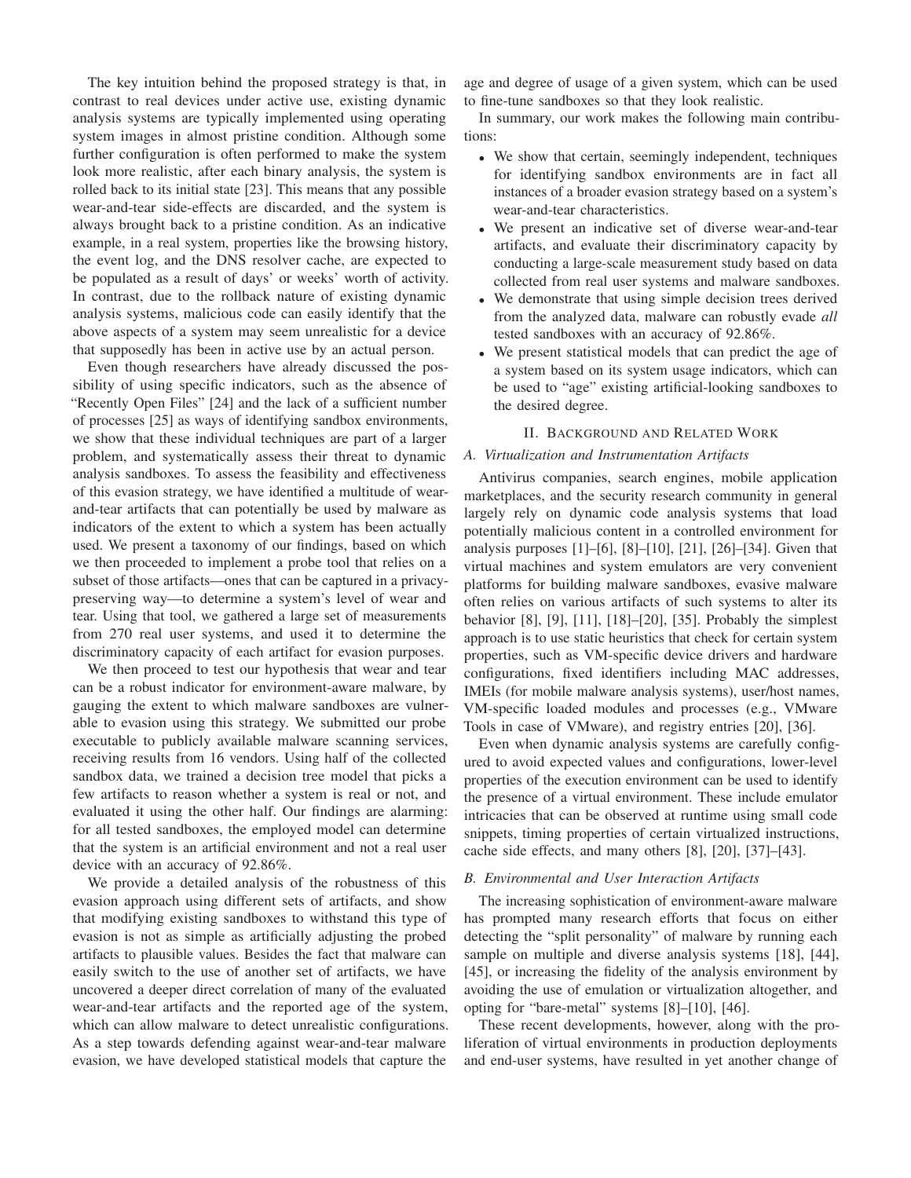The key intuition behind the proposed strategy is that, in contrast to real devices under active use, existing dynamic analysis systems are typically implemented using operating system images in almost pristine condition. Although some further configuration is often performed to make the system look more realistic, after each binary analysis, the system is rolled back to its initial state [23]. This means that any possible wear-and-tear side-effects are discarded, and the system is always brought back to a pristine condition. As an indicative example, in a real system, properties like the browsing history, the event log, and the DNS resolver cache, are expected to be populated as a result of days' or weeks' worth of activity. In contrast, due to the rollback nature of existing dynamic analysis systems, malicious code can easily identify that the above aspects of a system may seem unrealistic for a device that supposedly has been in active use by an actual person.

Even though researchers have already discussed the possibility of using specific indicators, such as the absence of "Recently Open Files" [24] and the lack of a sufficient number of processes [25] as ways of identifying sandbox environments, we show that these individual techniques are part of a larger problem, and systematically assess their threat to dynamic analysis sandboxes. To assess the feasibility and effectiveness of this evasion strategy, we have identified a multitude of wear-and-tear artifacts that can potentially be used by malware as indicators of the extent to which a system has been actually used. We present a taxonomy of our findings, based on which we then proceeded to implement a probe tool that relies on a subset of those artifacts—ones that can be captured in a privacy-preserving way—to determine a system's level of wear and tear. Using that tool, we gathered a large set of measurements from 270 real user systems, and used it to determine the discriminatory capacity of each artifact for evasion purposes.

We then proceed to test our hypothesis that wear and tear can be a robust indicator for environment-aware malware, by gauging the extent to which malware sandboxes are vulnerable to evasion using this strategy. We submitted our probe executable to publicly available malware scanning services, receiving results from 16 vendors. Using half of the collected sandbox data, we trained a decision tree model that picks a few artifacts to reason whether a system is real or not, and evaluated it using the other half. Our findings are alarming: for all tested sandboxes, the employed model can determine that the system is an artificial environment and not a real user device with an accuracy of 92.86%.

We provide a detailed analysis of the robustness of this evasion approach using different sets of artifacts, and show that modifying existing sandboxes to withstand this type of evasion is not as simple as artificially adjusting the probed artifacts to plausible values. Besides the fact that malware can easily switch to the use of another set of artifacts, we have uncovered a deeper direct correlation of many of the evaluated wear-and-tear artifacts and the reported age of the system, which can allow malware to detect unrealistic configurations. As a step towards defending against wear-and-tear malware evasion, we have developed statistical models that capture the age and degree of usage of a given system, which can be used to fine-tune sandboxes so that they look realistic.

In summary, our work makes the following main contributions:

- We show that certain, seemingly independent, techniques for identifying sandbox environments are in fact all instances of a broader evasion strategy based on a system's wear-and-tear characteristics.
- We present an indicative set of diverse wear-and-tear artifacts, and evaluate their discriminatory capacity by conducting a large-scale measurement study based on data collected from real user systems and malware sandboxes.
- We demonstrate that using simple decision trees derived from the analyzed data, malware can robustly evade *all* tested sandboxes with an accuracy of 92.86%.
- We present statistical models that can predict the age of a system based on its system usage indicators, which can be used to "age" existing artificial-looking sandboxes to the desired degree.

## II. Background and Related Work

### A. Virtualization and Instrumentation Artifacts

Antivirus companies, search engines, mobile application marketplaces, and the security research community in general largely rely on dynamic code analysis systems that load potentially malicious content in a controlled environment for analysis purposes [1]–[6], [8]–[10], [21], [26]–[34]. Given that virtual machines and system emulators are very convenient platforms for building malware sandboxes, evasive malware often relies on various artifacts of such systems to alter its behavior [8], [9], [11], [18]–[20], [35]. Probably the simplest approach is to use static heuristics that check for certain system properties, such as VM-specific device drivers and hardware configurations, fixed identifiers including MAC addresses, IMEIs (for mobile malware analysis systems), user/host names, VM-specific loaded modules and processes (e.g., VMware Tools in case of VMware), and registry entries [20], [36].

Even when dynamic analysis systems are carefully configured to avoid expected values and configurations, lower-level properties of the execution environment can be used to identify the presence of a virtual environment. These include emulator intricacies that can be observed at runtime using small code snippets, timing properties of certain virtualized instructions, cache side effects, and many others [8], [20], [37]–[43].

### B. Environmental and User Interaction Artifacts

The increasing sophistication of environment-aware malware has prompted many research efforts that focus on either detecting the "split personality" of malware by running each sample on multiple and diverse analysis systems [18], [44], [45], or increasing the fidelity of the analysis environment by avoiding the use of emulation or virtualization altogether, and opting for "bare-metal" systems [8]–[10], [46].

These recent developments, however, along with the proliferation of virtual environments in production deployments and end-user systems, have resulted in yet another change of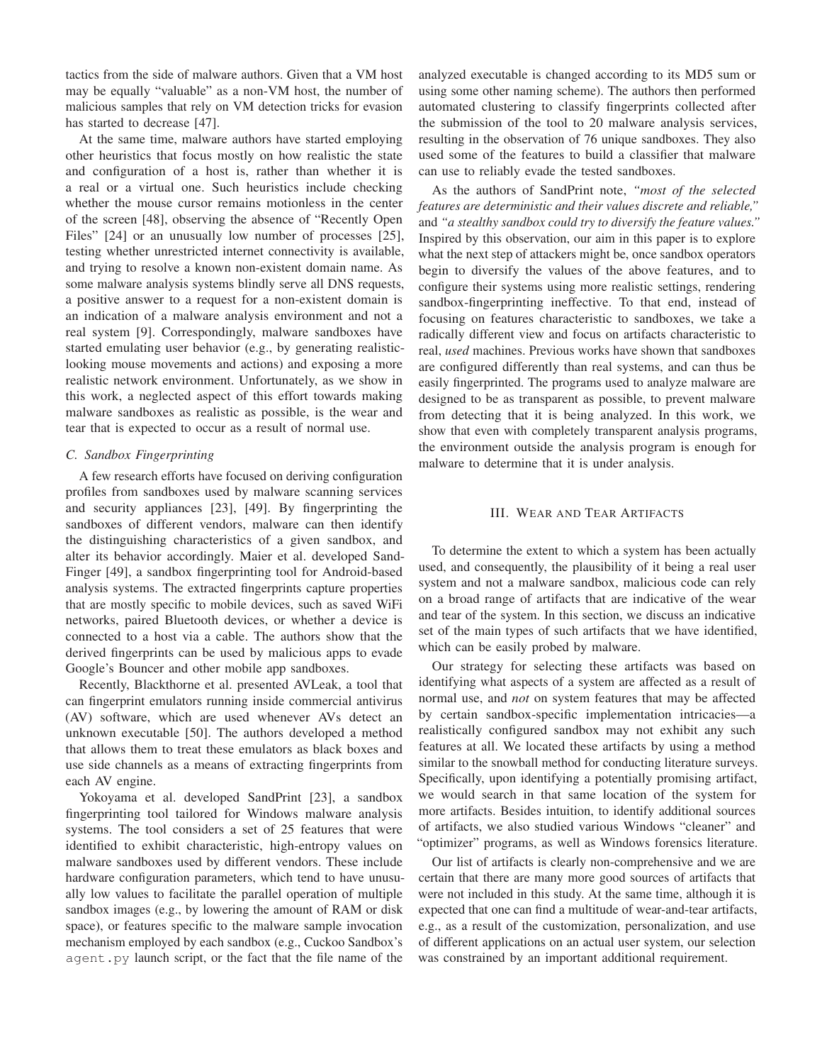tactics from the side of malware authors. Given that a VM host may be equally "valuable" as a non-VM host, the number of malicious samples that rely on VM detection tricks for evasion has started to decrease [47].

At the same time, malware authors have started employing other heuristics that focus mostly on how realistic the state and configuration of a host is, rather than whether it is a real or a virtual one. Such heuristics include checking whether the mouse cursor remains motionless in the center of the screen [48], observing the absence of "Recently Open Files" [24] or an unusually low number of processes [25], testing whether unrestricted internet connectivity is available, and trying to resolve a known non-existent domain name. As some malware analysis systems blindly serve all DNS requests, a positive answer to a request for a non-existent domain is an indication of a malware analysis environment and not a real system [9]. Correspondingly, malware sandboxes have started emulating user behavior (e.g., by generating realistic-looking mouse movements and actions) and exposing a more realistic network environment. Unfortunately, as we show in this work, a neglected aspect of this effort towards making malware sandboxes as realistic as possible, is the wear and tear that is expected to occur as a result of normal use.

### C. Sandbox Fingerprinting

A few research efforts have focused on deriving configuration profiles from sandboxes used by malware scanning services and security appliances [23], [49]. By fingerprinting the sandboxes of different vendors, malware can then identify the distinguishing characteristics of a given sandbox, and alter its behavior accordingly. Maier et al. developed Sand-Finger [49], a sandbox fingerprinting tool for Android-based analysis systems. The extracted fingerprints capture properties that are mostly specific to mobile devices, such as saved WiFi networks, paired Bluetooth devices, or whether a device is connected to a host via a cable. The authors show that the derived fingerprints can be used by malicious apps to evade Google's Bouncer and other mobile app sandboxes.

Recently, Blackthorne et al. presented AVLeak, a tool that can fingerprint emulators running inside commercial antivirus (AV) software, which are used whenever AVs detect an unknown executable [50]. The authors developed a method that allows them to treat these emulators as black boxes and use side channels as a means of extracting fingerprints from each AV engine.

Yokoyama et al. developed SandPrint [23], a sandbox fingerprinting tool tailored for Windows malware analysis systems. The tool considers a set of 25 features that were identified to exhibit characteristic, high-entropy values on malware sandboxes used by different vendors. These include hardware configuration parameters, which tend to have unusually low values to facilitate the parallel operation of multiple sandbox images (e.g., by lowering the amount of RAM or disk space), or features specific to the malware sample invocation mechanism employed by each sandbox (e.g., Cuckoo Sandbox's `agent.py` launch script, or the fact that the file name of the analyzed executable is changed according to its MD5 sum or using some other naming scheme). The authors then performed automated clustering to classify fingerprints collected after the submission of the tool to 20 malware analysis services, resulting in the observation of 76 unique sandboxes. They also used some of the features to build a classifier that malware can use to reliably evade the tested sandboxes.

As the authors of SandPrint note, *"most of the selected features are deterministic and their values discrete and reliable,"* and *"a stealthy sandbox could try to diversify the feature values."* Inspired by this observation, our aim in this paper is to explore what the next step of attackers might be, once sandbox operators begin to diversify the values of the above features, and to configure their systems using more realistic settings, rendering sandbox-fingerprinting ineffective. To that end, instead of focusing on features characteristic to sandboxes, we take a radically different view and focus on artifacts characteristic to real, *used* machines. Previous works have shown that sandboxes are configured differently than real systems, and can thus be easily fingerprinted. The programs used to analyze malware are designed to be as transparent as possible, to prevent malware from detecting that it is being analyzed. In this work, we show that even with completely transparent analysis programs, the environment outside the analysis program is enough for malware to determine that it is under analysis.

## III. Wear and Tear Artifacts

To determine the extent to which a system has been actually used, and consequently, the plausibility of it being a real user system and not a malware sandbox, malicious code can rely on a broad range of artifacts that are indicative of the wear and tear of the system. In this section, we discuss an indicative set of the main types of such artifacts that we have identified, which can be easily probed by malware.

Our strategy for selecting these artifacts was based on identifying what aspects of a system are affected as a result of normal use, and *not* on system features that may be affected by certain sandbox-specific implementation intricacies—a realistically configured sandbox may not exhibit any such features at all. We located these artifacts by using a method similar to the snowball method for conducting literature surveys. Specifically, upon identifying a potentially promising artifact, we would search in that same location of the system for more artifacts. Besides intuition, to identify additional sources of artifacts, we also studied various Windows "cleaner" and "optimizer" programs, as well as Windows forensics literature.

Our list of artifacts is clearly non-comprehensive and we are certain that there are many more good sources of artifacts that were not included in this study. At the same time, although it is expected that one can find a multitude of wear-and-tear artifacts, e.g., as a result of the customization, personalization, and use of different applications on an actual user system, our selection was constrained by an important additional requirement.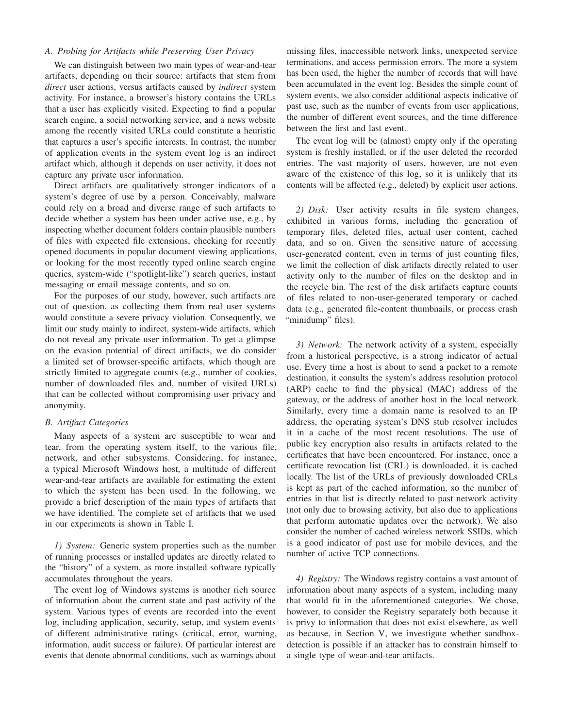### A. Probing for Artifacts while Preserving User Privacy

We can distinguish between two main types of wear-and-tear artifacts, depending on their source: artifacts that stem from *direct* user actions, versus artifacts caused by *indirect* system activity. For instance, a browser's history contains the URLs that a user has explicitly visited. Expecting to find a popular search engine, a social networking service, and a news website among the recently visited URLs could constitute a heuristic that captures a user's specific interests. In contrast, the number of application events in the system event log is an indirect artifact which, although it depends on user activity, it does not capture any private user information.

Direct artifacts are qualitatively stronger indicators of a system's degree of use by a person. Conceivably, malware could rely on a broad and diverse range of such artifacts to decide whether a system has been under active use, e.g., by inspecting whether document folders contain plausible numbers of files with expected file extensions, checking for recently opened documents in popular document viewing applications, or looking for the most recently typed online search engine queries, system-wide ("spotlight-like") search queries, instant messaging or email message contents, and so on.

For the purposes of our study, however, such artifacts are out of question, as collecting them from real user systems would constitute a severe privacy violation. Consequently, we limit our study mainly to indirect, system-wide artifacts, which do not reveal any private user information. To get a glimpse on the evasion potential of direct artifacts, we do consider a limited set of browser-specific artifacts, which though are strictly limited to aggregate counts (e.g., number of cookies, number of downloaded files and, number of visited URLs) that can be collected without compromising user privacy and anonymity.

### B. Artifact Categories

Many aspects of a system are susceptible to wear and tear, from the operating system itself, to the various file, network, and other subsystems. Considering, for instance, a typical Microsoft Windows host, a multitude of different wear-and-tear artifacts are available for estimating the extent to which the system has been used. In the following, we provide a brief description of the main types of artifacts that we have identified. The complete set of artifacts that we used in our experiments is shown in Table I.

*1) System:* Generic system properties such as the number of running processes or installed updates are directly related to the "history" of a system, as more installed software typically accumulates throughout the years.

The event log of Windows systems is another rich source of information about the current state and past activity of the system. Various types of events are recorded into the event log, including application, security, setup, and system events of different administrative ratings (critical, error, warning, information, audit success or failure). Of particular interest are events that denote abnormal conditions, such as warnings about missing files, inaccessible network links, unexpected service terminations, and access permission errors. The more a system has been used, the higher the number of records that will have been accumulated in the event log. Besides the simple count of system events, we also consider additional aspects indicative of past use, such as the number of events from user applications, the number of different event sources, and the time difference between the first and last event.

The event log will be (almost) empty only if the operating system is freshly installed, or if the user deleted the recorded entries. The vast majority of users, however, are not even aware of the existence of this log, so it is unlikely that its contents will be affected (e.g., deleted) by explicit user actions.

*2) Disk:* User activity results in file system changes, exhibited in various forms, including the generation of temporary files, deleted files, actual user content, cached data, and so on. Given the sensitive nature of accessing user-generated content, even in terms of just counting files, we limit the collection of disk artifacts directly related to user activity only to the number of files on the desktop and in the recycle bin. The rest of the disk artifacts capture counts of files related to non-user-generated temporary or cached data (e.g., generated file-content thumbnails, or process crash "minidump" files).

*3) Network:* The network activity of a system, especially from a historical perspective, is a strong indicator of actual use. Every time a host is about to send a packet to a remote destination, it consults the system's address resolution protocol (ARP) cache to find the physical (MAC) address of the gateway, or the address of another host in the local network. Similarly, every time a domain name is resolved to an IP address, the operating system's DNS stub resolver includes it in a cache of the most recent resolutions. The use of public key encryption also results in artifacts related to the certificates that have been encountered. For instance, once a certificate revocation list (CRL) is downloaded, it is cached locally. The list of the URLs of previously downloaded CRLs is kept as part of the cached information, so the number of entries in that list is directly related to past network activity (not only due to browsing activity, but also due to applications that perform automatic updates over the network). We also consider the number of cached wireless network SSIDs, which is a good indicator of past use for mobile devices, and the number of active TCP connections.

*4) Registry:* The Windows registry contains a vast amount of information about many aspects of a system, including many that would fit in the aforementioned categories. We chose, however, to consider the Registry separately both because it is privy to information that does not exist elsewhere, as well as because, in Section V, we investigate whether sandbox-detection is possible if an attacker has to constrain himself to a single type of wear-and-tear artifacts.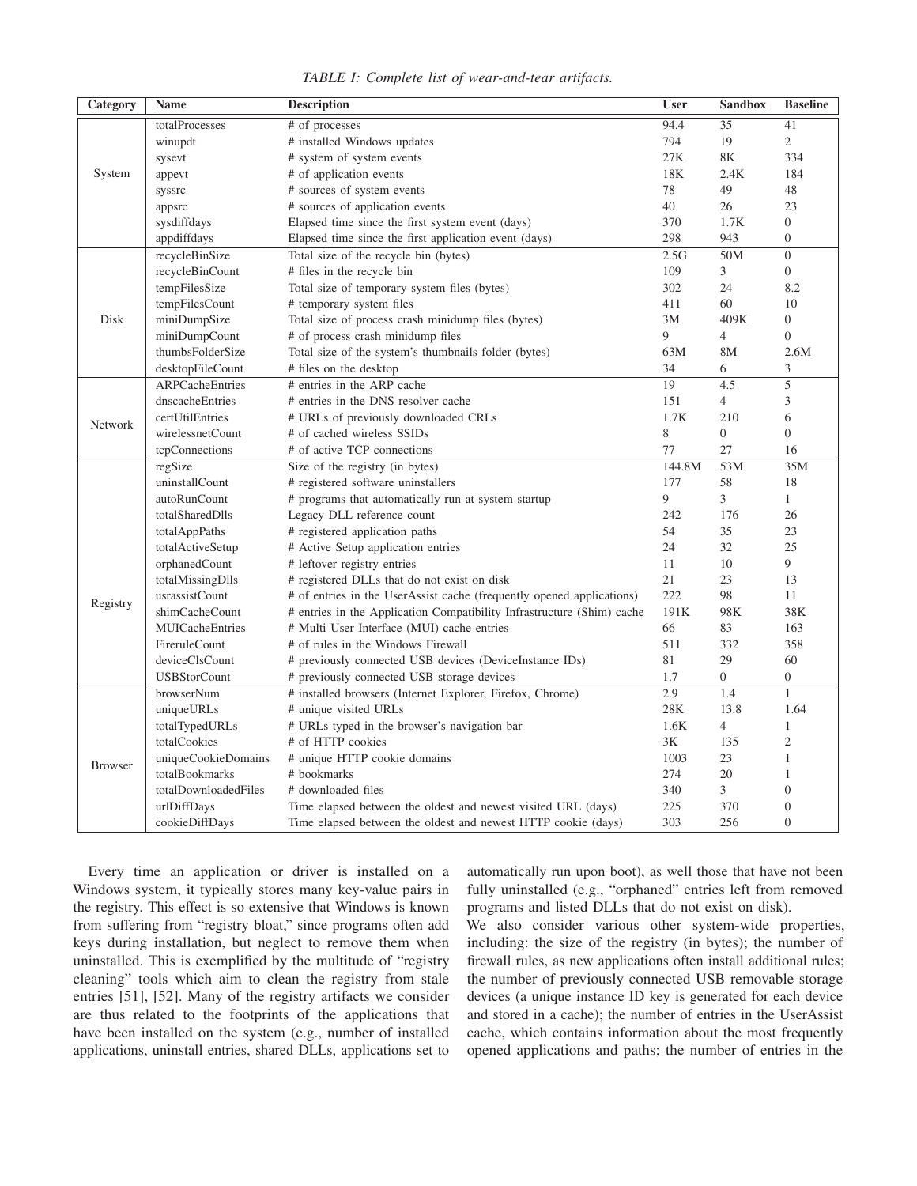*TABLE I: Complete list of wear-and-tear artifacts.*

| Category | Name | Description | User | Sandbox | Baseline |
|---|---|---|---|---|---|
| System | totalProcesses | # of processes | 94.4 | 35 | 41 |
| | winupdt | # installed Windows updates | 794 | 19 | 2 |
| | sysevt | # system of system events | 27K | 8K | 334 |
| | appevt | # of application events | 18K | 2.4K | 184 |
| | syssrc | # sources of system events | 78 | 49 | 48 |
| | appsrc | # sources of application events | 40 | 26 | 23 |
| | sysdiffdays | Elapsed time since the first system event (days) | 370 | 1.7K | 0 |
| | appdiffdays | Elapsed time since the first application event (days) | 298 | 943 | 0 |
| Disk | recycleBinSize | Total size of the recycle bin (bytes) | 2.5G | 50M | 0 |
| | recycleBinCount | # files in the recycle bin | 109 | 3 | 0 |
| | tempFilesSize | Total size of temporary system files (bytes) | 302 | 24 | 8.2 |
| | tempFilesCount | # temporary system files | 411 | 60 | 10 |
| | miniDumpSize | Total size of process crash minidump files (bytes) | 3M | 409K | 0 |
| | miniDumpCount | # of process crash minidump files | 9 | 4 | 0 |
| | thumbsFolderSize | Total size of the system's thumbnails folder (bytes) | 63M | 8M | 2.6M |
| | desktopFileCount | # files on the desktop | 34 | 6 | 3 |
| Network | ARPCacheEntries | # entries in the ARP cache | 19 | 4.5 | 5 |
| | dnscacheEntries | # entries in the DNS resolver cache | 151 | 4 | 3 |
| | certUtilEntries | # URLs of previously downloaded CRLs | 1.7K | 210 | 6 |
| | wirelessnetCount | # of cached wireless SSIDs | 8 | 0 | 0 |
| | tcpConnections | # of active TCP connections | 77 | 27 | 16 |
| Registry | regSize | Size of the registry (in bytes) | 144.8M | 53M | 35M |
| | uninstallCount | # registered software uninstallers | 177 | 58 | 18 |
| | autoRunCount | # programs that automatically run at system startup | 9 | 3 | 1 |
| | totalSharedDlls | Legacy DLL reference count | 242 | 176 | 26 |
| | totalAppPaths | # registered application paths | 54 | 35 | 23 |
| | totalActiveSetup | # Active Setup application entries | 24 | 32 | 25 |
| | orphanedCount | # leftover registry entries | 11 | 10 | 9 |
| | totalMissingDlls | # registered DLLs that do not exist on disk | 21 | 23 | 13 |
| | usrassistCount | # of entries in the UserAssist cache (frequently opened applications) | 222 | 98 | 11 |
| | shimCacheCount | # entries in the Application Compatibility Infrastructure (Shim) cache | 191K | 98K | 38K |
| | MUICacheEntries | # Multi User Interface (MUI) cache entries | 66 | 83 | 163 |
| | FireruleCount | # of rules in the Windows Firewall | 511 | 332 | 358 |
| | deviceClsCount | # previously connected USB devices (DeviceInstance IDs) | 81 | 29 | 60 |
| | USBStorCount | # previously connected USB storage devices | 1.7 | 0 | 0 |
| Browser | browserNum | # installed browsers (Internet Explorer, Firefox, Chrome) | 2.9 | 1.4 | 1 |
| | uniqueURLs | # unique visited URLs | 28K | 13.8 | 1.64 |
| | totalTypedURLs | # URLs typed in the browser's navigation bar | 1.6K | 4 | 1 |
| | totalCookies | # of HTTP cookies | 3K | 135 | 2 |
| | uniqueCookieDomains | # unique HTTP cookie domains | 1003 | 23 | 1 |
| | totalBookmarks | # bookmarks | 274 | 20 | 1 |
| | totalDownloadedFiles | # downloaded files | 340 | 3 | 0 |
| | urlDiffDays | Time elapsed between the oldest and newest visited URL (days) | 225 | 370 | 0 |
| | cookieDiffDays | Time elapsed between the oldest and newest HTTP cookie (days) | 303 | 256 | 0 |

Every time an application or driver is installed on a Windows system, it typically stores many key-value pairs in the registry. This effect is so extensive that Windows is known from suffering from "registry bloat," since programs often add keys during installation, but neglect to remove them when uninstalled. This is exemplified by the multitude of "registry cleaning" tools which aim to clean the registry from stale entries [51], [52]. Many of the registry artifacts we consider are thus related to the footprints of the applications that have been installed on the system (e.g., number of installed applications, uninstall entries, shared DLLs, applications set to automatically run upon boot), as well those that have not been fully uninstalled (e.g., "orphaned" entries left from removed programs and listed DLLs that do not exist on disk).

We also consider various other system-wide properties, including: the size of the registry (in bytes); the number of firewall rules, as new applications often install additional rules; the number of previously connected USB removable storage devices (a unique instance ID key is generated for each device and stored in a cache); the number of entries in the UserAssist cache, which contains information about the most frequently opened applications and paths; the number of entries in the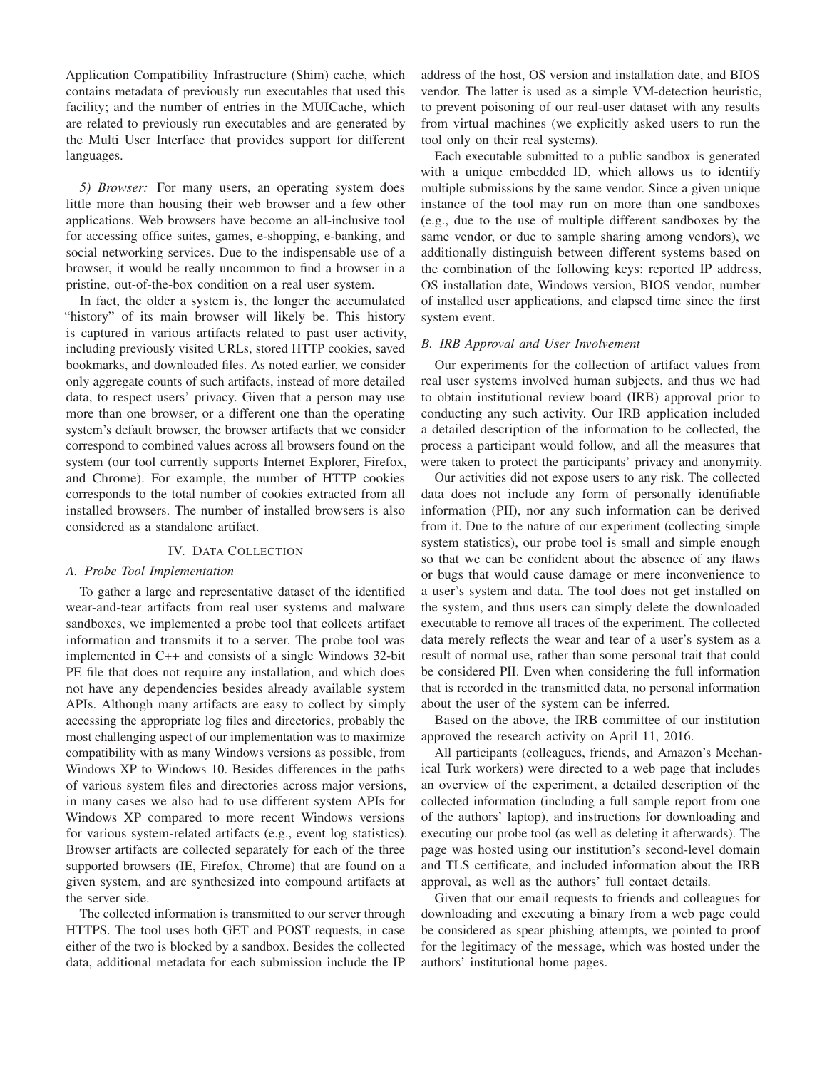Application Compatibility Infrastructure (Shim) cache, which contains metadata of previously run executables that used this facility; and the number of entries in the MUICache, which are related to previously run executables and are generated by the Multi User Interface that provides support for different languages.

*5) Browser:* For many users, an operating system does little more than housing their web browser and a few other applications. Web browsers have become an all-inclusive tool for accessing office suites, games, e-shopping, e-banking, and social networking services. Due to the indispensable use of a browser, it would be really uncommon to find a browser in a pristine, out-of-the-box condition on a real user system.

In fact, the older a system is, the longer the accumulated "history" of its main browser will likely be. This history is captured in various artifacts related to past user activity, including previously visited URLs, stored HTTP cookies, saved bookmarks, and downloaded files. As noted earlier, we consider only aggregate counts of such artifacts, instead of more detailed data, to respect users' privacy. Given that a person may use more than one browser, or a different one than the operating system's default browser, the browser artifacts that we consider correspond to combined values across all browsers found on the system (our tool currently supports Internet Explorer, Firefox, and Chrome). For example, the number of HTTP cookies corresponds to the total number of cookies extracted from all installed browsers. The number of installed browsers is also considered as a standalone artifact.

## IV. Data Collection

### A. Probe Tool Implementation

To gather a large and representative dataset of the identified wear-and-tear artifacts from real user systems and malware sandboxes, we implemented a probe tool that collects artifact information and transmits it to a server. The probe tool was implemented in C++ and consists of a single Windows 32-bit PE file that does not require any installation, and which does not have any dependencies besides already available system APIs. Although many artifacts are easy to collect by simply accessing the appropriate log files and directories, probably the most challenging aspect of our implementation was to maximize compatibility with as many Windows versions as possible, from Windows XP to Windows 10. Besides differences in the paths of various system files and directories across major versions, in many cases we also had to use different system APIs for Windows XP compared to more recent Windows versions for various system-related artifacts (e.g., event log statistics). Browser artifacts are collected separately for each of the three supported browsers (IE, Firefox, Chrome) that are found on a given system, and are synthesized into compound artifacts at the server side.

The collected information is transmitted to our server through HTTPS. The tool uses both GET and POST requests, in case either of the two is blocked by a sandbox. Besides the collected data, additional metadata for each submission include the IP address of the host, OS version and installation date, and BIOS vendor. The latter is used as a simple VM-detection heuristic, to prevent poisoning of our real-user dataset with any results from virtual machines (we explicitly asked users to run the tool only on their real systems).

Each executable submitted to a public sandbox is generated with a unique embedded ID, which allows us to identify multiple submissions by the same vendor. Since a given unique instance of the tool may run on more than one sandboxes (e.g., due to the use of multiple different sandboxes by the same vendor, or due to sample sharing among vendors), we additionally distinguish between different systems based on the combination of the following keys: reported IP address, OS installation date, Windows version, BIOS vendor, number of installed user applications, and elapsed time since the first system event.

### B. IRB Approval and User Involvement

Our experiments for the collection of artifact values from real user systems involved human subjects, and thus we had to obtain institutional review board (IRB) approval prior to conducting any such activity. Our IRB application included a detailed description of the information to be collected, the process a participant would follow, and all the measures that were taken to protect the participants' privacy and anonymity.

Our activities did not expose users to any risk. The collected data does not include any form of personally identifiable information (PII), nor any such information can be derived from it. Due to the nature of our experiment (collecting simple system statistics), our probe tool is small and simple enough so that we can be confident about the absence of any flaws or bugs that would cause damage or mere inconvenience to a user's system and data. The tool does not get installed on the system, and thus users can simply delete the downloaded executable to remove all traces of the experiment. The collected data merely reflects the wear and tear of a user's system as a result of normal use, rather than some personal trait that could be considered PII. Even when considering the full information that is recorded in the transmitted data, no personal information about the user of the system can be inferred.

Based on the above, the IRB committee of our institution approved the research activity on April 11, 2016.

All participants (colleagues, friends, and Amazon's Mechanical Turk workers) were directed to a web page that includes an overview of the experiment, a detailed description of the collected information (including a full sample report from one of the authors' laptop), and instructions for downloading and executing our probe tool (as well as deleting it afterwards). The page was hosted using our institution's second-level domain and TLS certificate, and included information about the IRB approval, as well as the authors' full contact details.

Given that our email requests to friends and colleagues for downloading and executing a binary from a web page could be considered as spear phishing attempts, we pointed to proof for the legitimacy of the message, which was hosted under the authors' institutional home pages.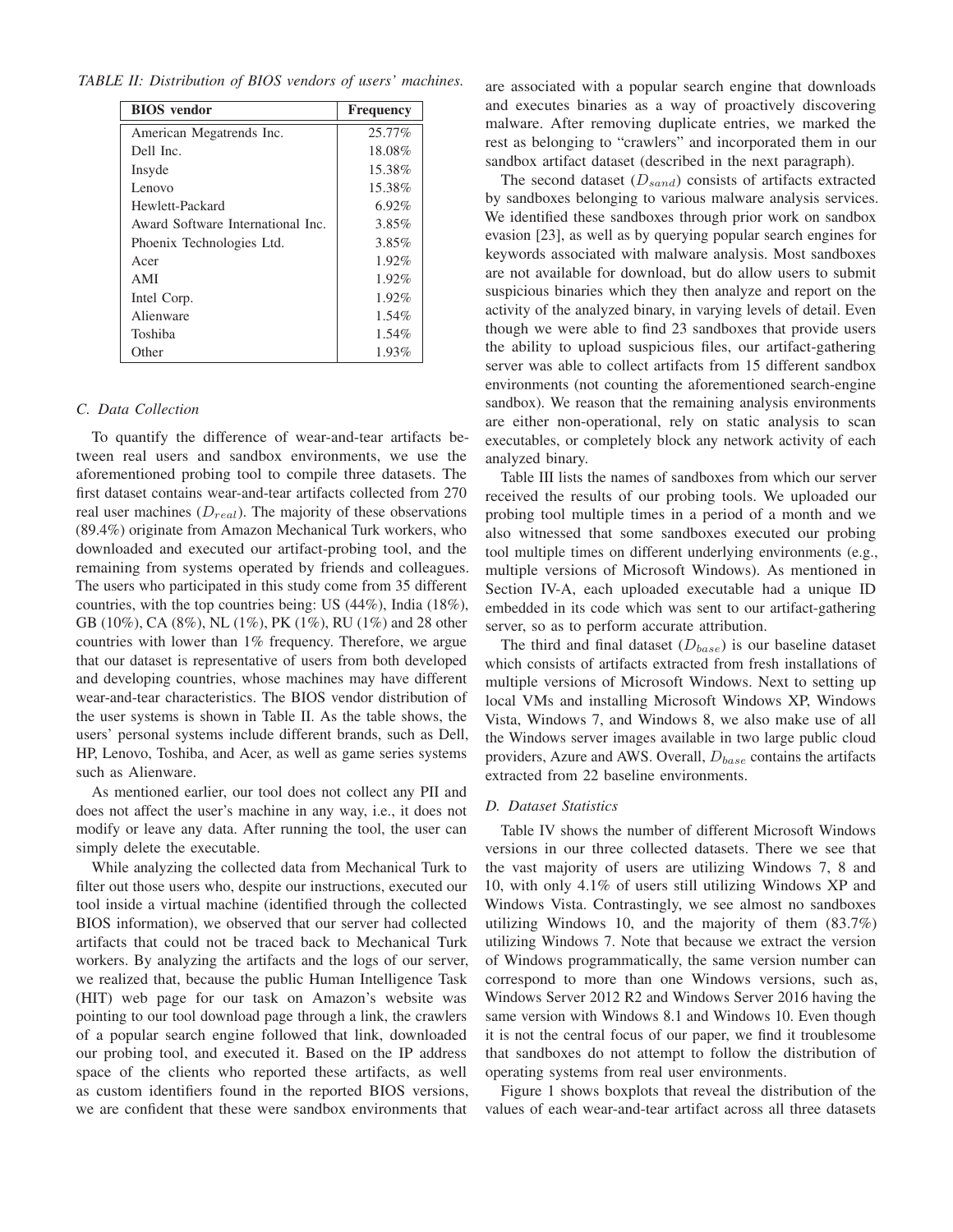TABLE II: Distribution of BIOS vendors of users' machines.

| BIOS vendor | Frequency |
|---|---|
| American Megatrends Inc. | 25.77% |
| Dell Inc. | 18.08% |
| Insyde | 15.38% |
| Lenovo | 15.38% |
| Hewlett-Packard | 6.92% |
| Award Software International Inc. | 3.85% |
| Phoenix Technologies Ltd. | 3.85% |
| Acer | 1.92% |
| AMI | 1.92% |
| Intel Corp. | 1.92% |
| Alienware | 1.54% |
| Toshiba | 1.54% |
| Other | 1.93% |

### C. Data Collection

To quantify the difference of wear-and-tear artifacts between real users and sandbox environments, we use the aforementioned probing tool to compile three datasets. The first dataset contains wear-and-tear artifacts collected from 270 real user machines ($D_{real}$). The majority of these observations (89.4%) originate from Amazon Mechanical Turk workers, who downloaded and executed our artifact-probing tool, and the remaining from systems operated by friends and colleagues. The users who participated in this study come from 35 different countries, with the top countries being: US (44%), India (18%), GB (10%), CA (8%), NL (1%), PK (1%), RU (1%) and 28 other countries with lower than 1% frequency. Therefore, we argue that our dataset is representative of users from both developed and developing countries, whose machines may have different wear-and-tear characteristics. The BIOS vendor distribution of the user systems is shown in Table II. As the table shows, the users' personal systems include different brands, such as Dell, HP, Lenovo, Toshiba, and Acer, as well as game series systems such as Alienware.

As mentioned earlier, our tool does not collect any PII and does not affect the user's machine in any way, i.e., it does not modify or leave any data. After running the tool, the user can simply delete the executable.

While analyzing the collected data from Mechanical Turk to filter out those users who, despite our instructions, executed our tool inside a virtual machine (identified through the collected BIOS information), we observed that our server had collected artifacts that could not be traced back to Mechanical Turk workers. By analyzing the artifacts and the logs of our server, we realized that, because the public Human Intelligence Task (HIT) web page for our task on Amazon's website was pointing to our tool download page through a link, the crawlers of a popular search engine followed that link, downloaded our probing tool, and executed it. Based on the IP address space of the clients who reported these artifacts, as well as custom identifiers found in the reported BIOS versions, we are confident that these were sandbox environments that are associated with a popular search engine that downloads and executes binaries as a way of proactively discovering malware. After removing duplicate entries, we marked the rest as belonging to "crawlers" and incorporated them in our sandbox artifact dataset (described in the next paragraph).

The second dataset ($D_{sand}$) consists of artifacts extracted by sandboxes belonging to various malware analysis services. We identified these sandboxes through prior work on sandbox evasion [23], as well as by querying popular search engines for keywords associated with malware analysis. Most sandboxes are not available for download, but do allow users to submit suspicious binaries which they then analyze and report on the activity of the analyzed binary, in varying levels of detail. Even though we were able to find 23 sandboxes that provide users the ability to upload suspicious files, our artifact-gathering server was able to collect artifacts from 15 different sandbox environments (not counting the aforementioned search-engine sandbox). We reason that the remaining analysis environments are either non-operational, rely on static analysis to scan executables, or completely block any network activity of each analyzed binary.

Table III lists the names of sandboxes from which our server received the results of our probing tools. We uploaded our probing tool multiple times in a period of a month and we also witnessed that some sandboxes executed our probing tool multiple times on different underlying environments (e.g., multiple versions of Microsoft Windows). As mentioned in Section IV-A, each uploaded executable had a unique ID embedded in its code which was sent to our artifact-gathering server, so as to perform accurate attribution.

The third and final dataset ($D_{base}$) is our baseline dataset which consists of artifacts extracted from fresh installations of multiple versions of Microsoft Windows. Next to setting up local VMs and installing Microsoft Windows XP, Windows Vista, Windows 7, and Windows 8, we also make use of all the Windows server images available in two large public cloud providers, Azure and AWS. Overall, $D_{base}$ contains the artifacts extracted from 22 baseline environments.

### D. Dataset Statistics

Table IV shows the number of different Microsoft Windows versions in our three collected datasets. There we see that the vast majority of users are utilizing Windows 7, 8 and 10, with only 4.1% of users still utilizing Windows XP and Windows Vista. Contrastingly, we see almost no sandboxes utilizing Windows 10, and the majority of them (83.7%) utilizing Windows 7. Note that because we extract the version of Windows programmatically, the same version number can correspond to more than one Windows versions, such as, Windows Server 2012 R2 and Windows Server 2016 having the same version with Windows 8.1 and Windows 10. Even though it is not the central focus of our paper, we find it troublesome that sandboxes do not attempt to follow the distribution of operating systems from real user environments.

Figure 1 shows boxplots that reveal the distribution of the values of each wear-and-tear artifact across all three datasets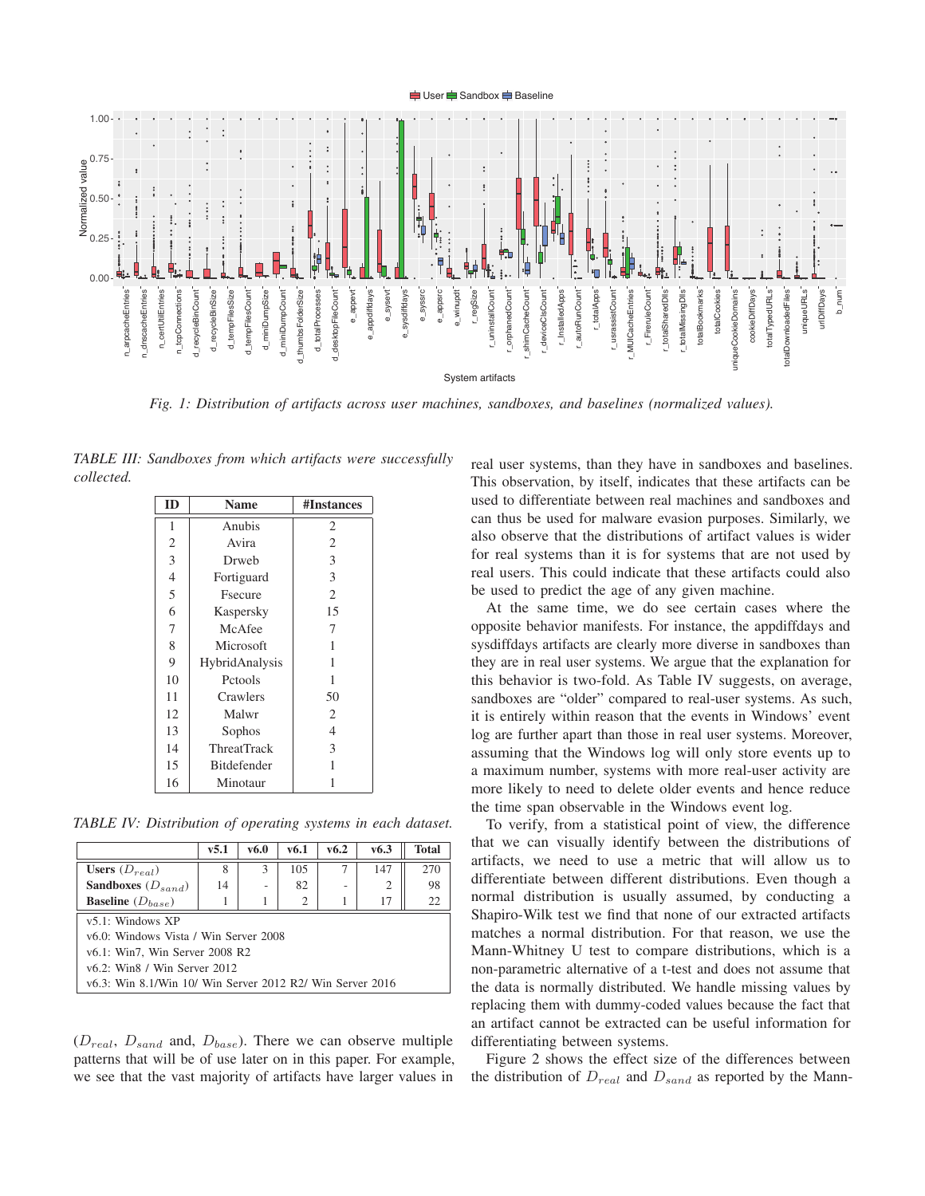User Sandbox Baseline

1.00
0.75
0.50
0.25
0.00

Normalized value

n_arpcacheEntries
n_dnscacheEntries
n_certUtilEntries
n_tcpConnections
d_recycleBinCount
d_recycleBinSize
d_tempFilesSize
d_tempFilesCount
d_miniDumpSize
d_miniDumpCount
d_thumbsFolderSize
d_totalProcesses
d_desktopFileCount
e_appevt
e_appdiffdays
e_sysevt
e_sysdiffdays
e_syssrc
e_appsrc
e_winupdt
r_regSize
r_uninstallCount
r_orphanedCount
r_shimCacheCount
r_deviceClsCount
r_InstalledApps
r_autoRunCount
r_totalApps
r_usrassistCount
r_MUICacheEntries
r_FireruleCount
r_totalSharedDlls
r_totalMissingDlls
totalBookmarks
totalCookies
uniqueCookieDomains
cookieDiffDays
totalTypedURLs
totalDownloadedFiles
uniqueURLs
urlDiffDays
b_num

System artifacts

*Fig. 1: Distribution of artifacts across user machines, sandboxes, and baselines (normalized values).*

*TABLE III: Sandboxes from which artifacts were successfully collected.*

| ID | Name | #Instances |
|---|---|---|
| 1 | Anubis | 2 |
| 2 | Avira | 2 |
| 3 | Drweb | 3 |
| 4 | Fortiguard | 3 |
| 5 | Fsecure | 2 |
| 6 | Kaspersky | 15 |
| 7 | McAfee | 7 |
| 8 | Microsoft | 1 |
| 9 | HybridAnalysis | 1 |
| 10 | Pctools | 1 |
| 11 | Crawlers | 50 |
| 12 | Malwr | 2 |
| 13 | Sophos | 4 |
| 14 | ThreatTrack | 3 |
| 15 | Bitdefender | 1 |
| 16 | Minotaur | 1 |

*TABLE IV: Distribution of operating systems in each dataset.*

| | v5.1 | v6.0 | v6.1 | v6.2 | v6.3 | Total |
|---|---|---|---|---|---|---|
| **Users** ($D_{real}$) | 8 | 3 | 105 | 7 | 147 | 270 |
| **Sandboxes** ($D_{sand}$) | 14 | - | 82 | - | 2 | 98 |
| **Baseline** ($D_{base}$) | 1 | 1 | 2 | 1 | 17 | 22 |

v5.1: Windows XP
v6.0: Windows Vista / Win Server 2008
v6.1: Win7, Win Server 2008 R2
v6.2: Win8 / Win Server 2012
v6.3: Win 8.1/Win 10/ Win Server 2012 R2/ Win Server 2016

($D_{real}$, $D_{sand}$ and, $D_{base}$). There we can observe multiple patterns that will be of use later on in this paper. For example, we see that the vast majority of artifacts have larger values in real user systems, than they have in sandboxes and baselines. This observation, by itself, indicates that these artifacts can be used to differentiate between real machines and sandboxes and can thus be used for malware evasion purposes. Similarly, we also observe that the distributions of artifact values is wider for real systems than it is for systems that are not used by real users. This could indicate that these artifacts could also be used to predict the age of any given machine.

At the same time, we do see certain cases where the opposite behavior manifests. For instance, the appdiffdays and sysdiffdays artifacts are clearly more diverse in sandboxes than they are in real user systems. We argue that the explanation for this behavior is two-fold. As Table IV suggests, on average, sandboxes are "older" compared to real-user systems. As such, it is entirely within reason that the events in Windows' event log are further apart than those in real user systems. Moreover, assuming that the Windows log will only store events up to a maximum number, systems with more real-user activity are more likely to need to delete older events and hence reduce the time span observable in the Windows event log.

To verify, from a statistical point of view, the difference that we can visually identify between the distributions of artifacts, we need to use a metric that will allow us to differentiate between different distributions. Even though a normal distribution is usually assumed, by conducting a Shapiro-Wilk test we find that none of our extracted artifacts matches a normal distribution. For that reason, we use the Mann-Whitney U test to compare distributions, which is a non-parametric alternative of a t-test and does not assume that the data is normally distributed. We handle missing values by replacing them with dummy-coded values because the fact that an artifact cannot be extracted can be useful information for differentiating between systems.

Figure 2 shows the effect size of the differences between the distribution of $D_{real}$ and $D_{sand}$ as reported by the Mann-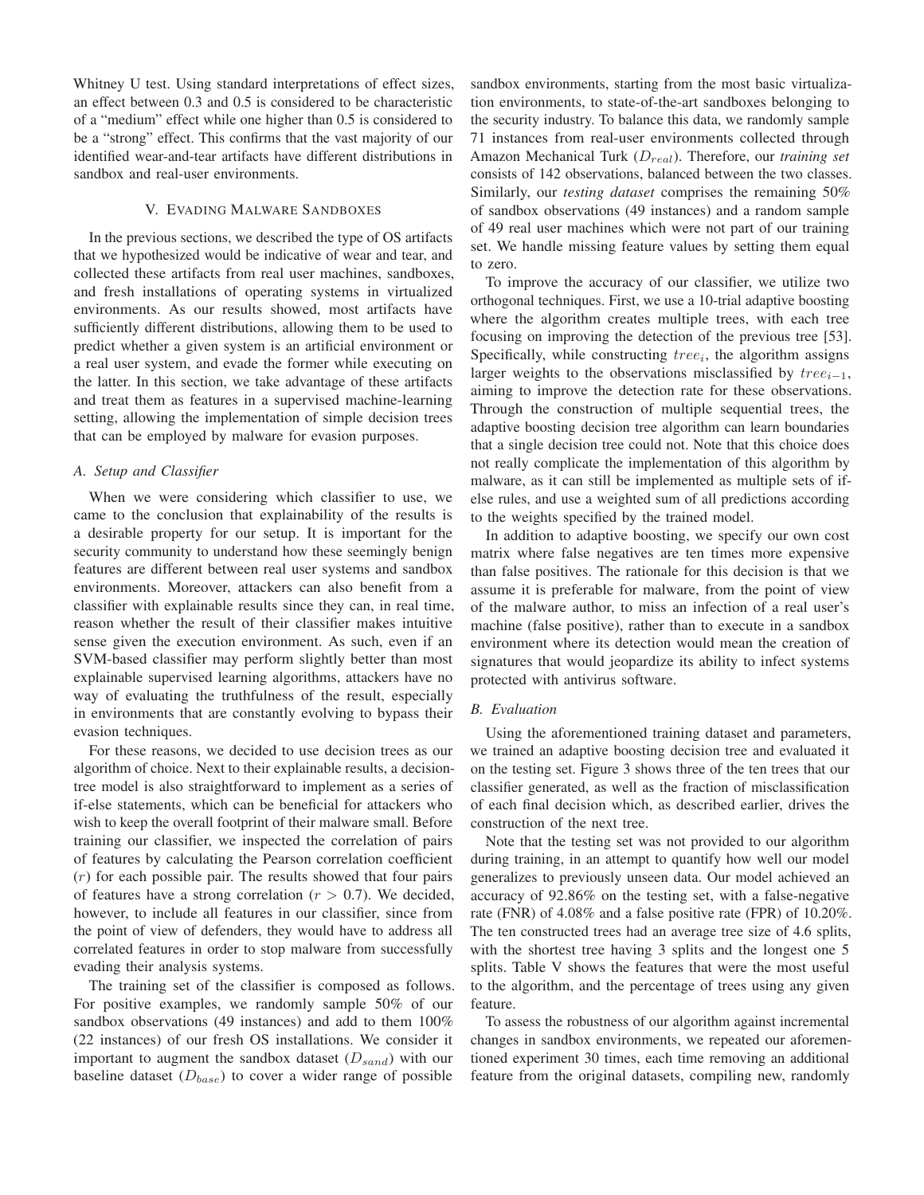Whitney U test. Using standard interpretations of effect sizes, an effect between 0.3 and 0.5 is considered to be characteristic of a "medium" effect while one higher than 0.5 is considered to be a "strong" effect. This confirms that the vast majority of our identified wear-and-tear artifacts have different distributions in sandbox and real-user environments.

## V. Evading Malware Sandboxes

In the previous sections, we described the type of OS artifacts that we hypothesized would be indicative of wear and tear, and collected these artifacts from real user machines, sandboxes, and fresh installations of operating systems in virtualized environments. As our results showed, most artifacts have sufficiently different distributions, allowing them to be used to predict whether a given system is an artificial environment or a real user system, and evade the former while executing on the latter. In this section, we take advantage of these artifacts and treat them as features in a supervised machine-learning setting, allowing the implementation of simple decision trees that can be employed by malware for evasion purposes.

### A. Setup and Classifier

When we were considering which classifier to use, we came to the conclusion that explainability of the results is a desirable property for our setup. It is important for the security community to understand how these seemingly benign features are different between real user systems and sandbox environments. Moreover, attackers can also benefit from a classifier with explainable results since they can, in real time, reason whether the result of their classifier makes intuitive sense given the execution environment. As such, even if an SVM-based classifier may perform slightly better than most explainable supervised learning algorithms, attackers have no way of evaluating the truthfulness of the result, especially in environments that are constantly evolving to bypass their evasion techniques.

For these reasons, we decided to use decision trees as our algorithm of choice. Next to their explainable results, a decision-tree model is also straightforward to implement as a series of if-else statements, which can be beneficial for attackers who wish to keep the overall footprint of their malware small. Before training our classifier, we inspected the correlation of pairs of features by calculating the Pearson correlation coefficient ($r$) for each possible pair. The results showed that four pairs of features have a strong correlation ($r > 0.7$). We decided, however, to include all features in our classifier, since from the point of view of defenders, they would have to address all correlated features in order to stop malware from successfully evading their analysis systems.

The training set of the classifier is composed as follows. For positive examples, we randomly sample 50% of our sandbox observations (49 instances) and add to them 100% (22 instances) of our fresh OS installations. We consider it important to augment the sandbox dataset ($D_{sand}$) with our baseline dataset ($D_{base}$) to cover a wider range of possible sandbox environments, starting from the most basic virtualization environments, to state-of-the-art sandboxes belonging to the security industry. To balance this data, we randomly sample 71 instances from real-user environments collected through Amazon Mechanical Turk ($D_{real}$). Therefore, our *training set* consists of 142 observations, balanced between the two classes. Similarly, our *testing dataset* comprises the remaining 50% of sandbox observations (49 instances) and a random sample of 49 real user machines which were not part of our training set. We handle missing feature values by setting them equal to zero.

To improve the accuracy of our classifier, we utilize two orthogonal techniques. First, we use a 10-trial adaptive boosting where the algorithm creates multiple trees, with each tree focusing on improving the detection of the previous tree [53]. Specifically, while constructing $tree_i$, the algorithm assigns larger weights to the observations misclassified by $tree_{i-1}$, aiming to improve the detection rate for these observations. Through the construction of multiple sequential trees, the adaptive boosting decision tree algorithm can learn boundaries that a single decision tree could not. Note that this choice does not really complicate the implementation of this algorithm by malware, as it can still be implemented as multiple sets of if-else rules, and use a weighted sum of all predictions according to the weights specified by the trained model.

In addition to adaptive boosting, we specify our own cost matrix where false negatives are ten times more expensive than false positives. The rationale for this decision is that we assume it is preferable for malware, from the point of view of the malware author, to miss an infection of a real user's machine (false positive), rather than to execute in a sandbox environment where its detection would mean the creation of signatures that would jeopardize its ability to infect systems protected with antivirus software.

### B. Evaluation

Using the aforementioned training dataset and parameters, we trained an adaptive boosting decision tree and evaluated it on the testing set. Figure 3 shows three of the ten trees that our classifier generated, as well as the fraction of misclassification of each final decision which, as described earlier, drives the construction of the next tree.

Note that the testing set was not provided to our algorithm during training, in an attempt to quantify how well our model generalizes to previously unseen data. Our model achieved an accuracy of 92.86% on the testing set, with a false-negative rate (FNR) of 4.08% and a false positive rate (FPR) of 10.20%. The ten constructed trees had an average tree size of 4.6 splits, with the shortest tree having 3 splits and the longest one 5 splits. Table V shows the features that were the most useful to the algorithm, and the percentage of trees using any given feature.

To assess the robustness of our algorithm against incremental changes in sandbox environments, we repeated our aforementioned experiment 30 times, each time removing an additional feature from the original datasets, compiling new, randomly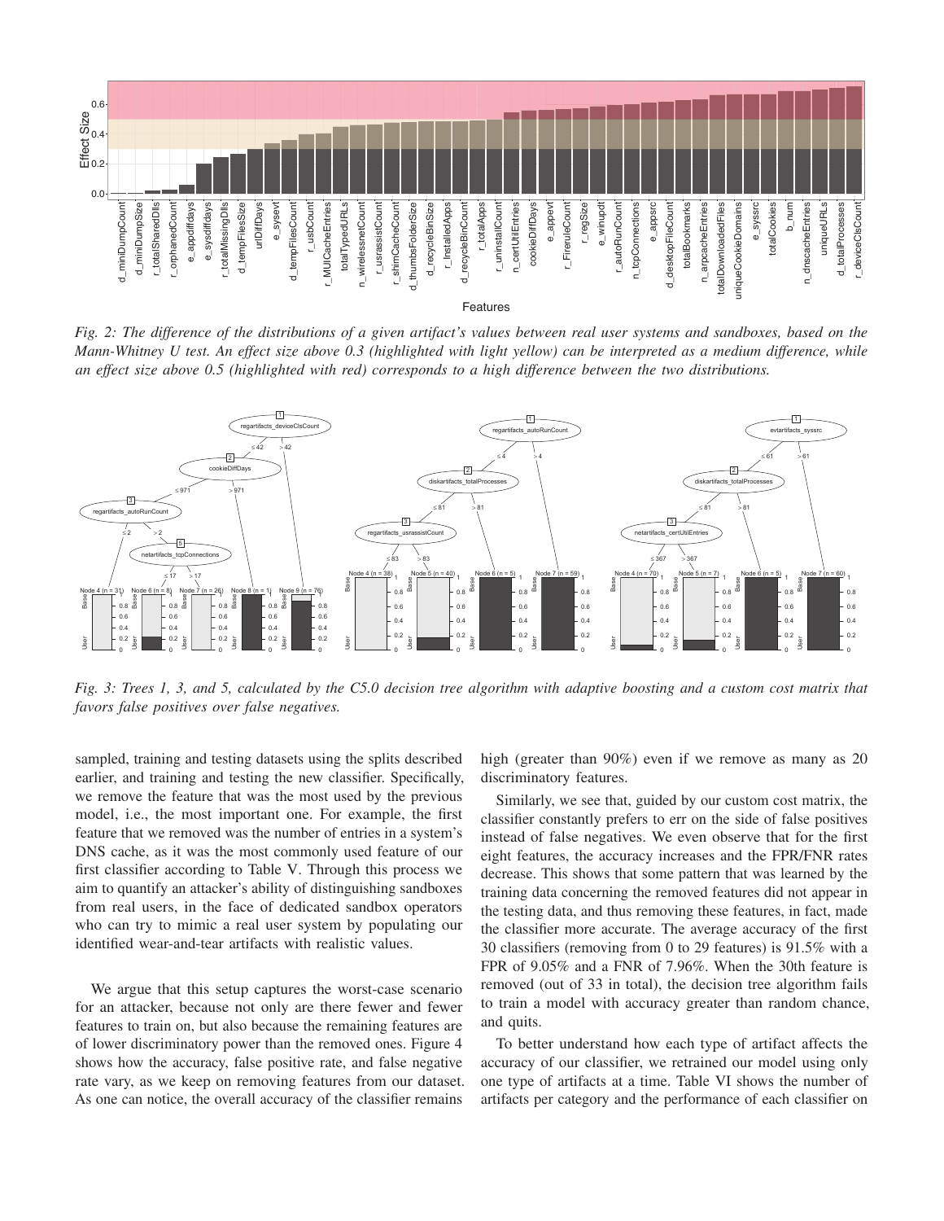Effect Size

0.6

0.4

0.2

0.0

d_miniDumpCount
d_miniDumpSize
r_totalSharedDlls
r_orphanedCount
e_appdiffdays
e_sysdiffdays
r_totalMissingDlls
d_tempFilesSize
urlDiffDays
e_sysevt
d_tempFilesCount
r_usbCount
r_MUICacheEntries
totalTypedURLs
n_wirelessnetCount
r_usrassistCount
r_shimCacheCount
d_thumbsFolderSize
d_recycleBinSize
r_InstalledApps
d_recycleBinCount
r_totalApps
r_uninstallCount
n_certUtilEntries
cookieDiffDays
e_appevt
r_FireruleCount
r_regSize
e_winupdt
r_autoRunCount
n_tcpConnections
e_appsrc
d_desktopFileCount
totalBookmarks
n_arpcacheEntries
totalDownloadedFiles
uniqueCookieDomains
e_syssrc
totalCookies
b_num
n_dnscacheEntries
uniqueURLs
d_totalProcesses
r_deviceClsCount

Features

*Fig. 2: The difference of the distributions of a given artifact's values between real user systems and sandboxes, based on the Mann-Whitney U test. An effect size above 0.3 (highlighted with light yellow) can be interpreted as a medium difference, while an effect size above 0.5 (highlighted with red) corresponds to a high difference between the two distributions.*

1 regartifacts_deviceClsCount
≤ 42 > 42
2 cookieDiffDays
≤ 971 > 971
3 regartifacts_autoRunCount
≤ 2 > 2
5 netartifacts_tcpConnections
≤ 17 > 17
Node 4 (n = 31) Node 6 (n = 8) Node 7 (n = 26) Node 8 (n = 1) Node 9 (n = 76)

1 regartifacts_autoRunCount
≤ 4 > 4
2 diskartifacts_totalProcesses
≤ 81 > 81
3 regartifacts_usrassistCount
≤ 83 > 83
Node 4 (n = 38) Node 5 (n = 40) Node 6 (n = 5) Node 7 (n = 59)

1 evtartifacts_syssrc
≤ 61 > 61
2 diskartifacts_totalProcesses
≤ 81 > 81
3 netartifacts_certUtilEntries
≤ 367 > 367
Node 4 (n = 70) Node 5 (n = 7) Node 6 (n = 5) Node 7 (n = 60)

Base User

*Fig. 3: Trees 1, 3, and 5, calculated by the C5.0 decision tree algorithm with adaptive boosting and a custom cost matrix that favors false positives over false negatives.*

sampled, training and testing datasets using the splits described earlier, and training and testing the new classifier. Specifically, we remove the feature that was the most used by the previous model, i.e., the most important one. For example, the first feature that we removed was the number of entries in a system's DNS cache, as it was the most commonly used feature of our first classifier according to Table V. Through this process we aim to quantify an attacker's ability of distinguishing sandboxes from real users, in the face of dedicated sandbox operators who can try to mimic a real user system by populating our identified wear-and-tear artifacts with realistic values.

We argue that this setup captures the worst-case scenario for an attacker, because not only are there fewer and fewer features to train on, but also because the remaining features are of lower discriminatory power than the removed ones. Figure 4 shows how the accuracy, false positive rate, and false negative rate vary, as we keep on removing features from our dataset. As one can notice, the overall accuracy of the classifier remains high (greater than 90%) even if we remove as many as 20 discriminatory features.

Similarly, we see that, guided by our custom cost matrix, the classifier constantly prefers to err on the side of false positives instead of false negatives. We even observe that for the first eight features, the accuracy increases and the FPR/FNR rates decrease. This shows that some pattern that was learned by the training data concerning the removed features did not appear in the testing data, and thus removing these features, in fact, made the classifier more accurate. The average accuracy of the first 30 classifiers (removing from 0 to 29 features) is 91.5% with a FPR of 9.05% and a FNR of 7.96%. When the 30th feature is removed (out of 33 in total), the decision tree algorithm fails to train a model with accuracy greater than random chance, and quits.

To better understand how each type of artifact affects the accuracy of our classifier, we retrained our model using only one type of artifacts at a time. Table VI shows the number of artifacts per category and the performance of each classifier on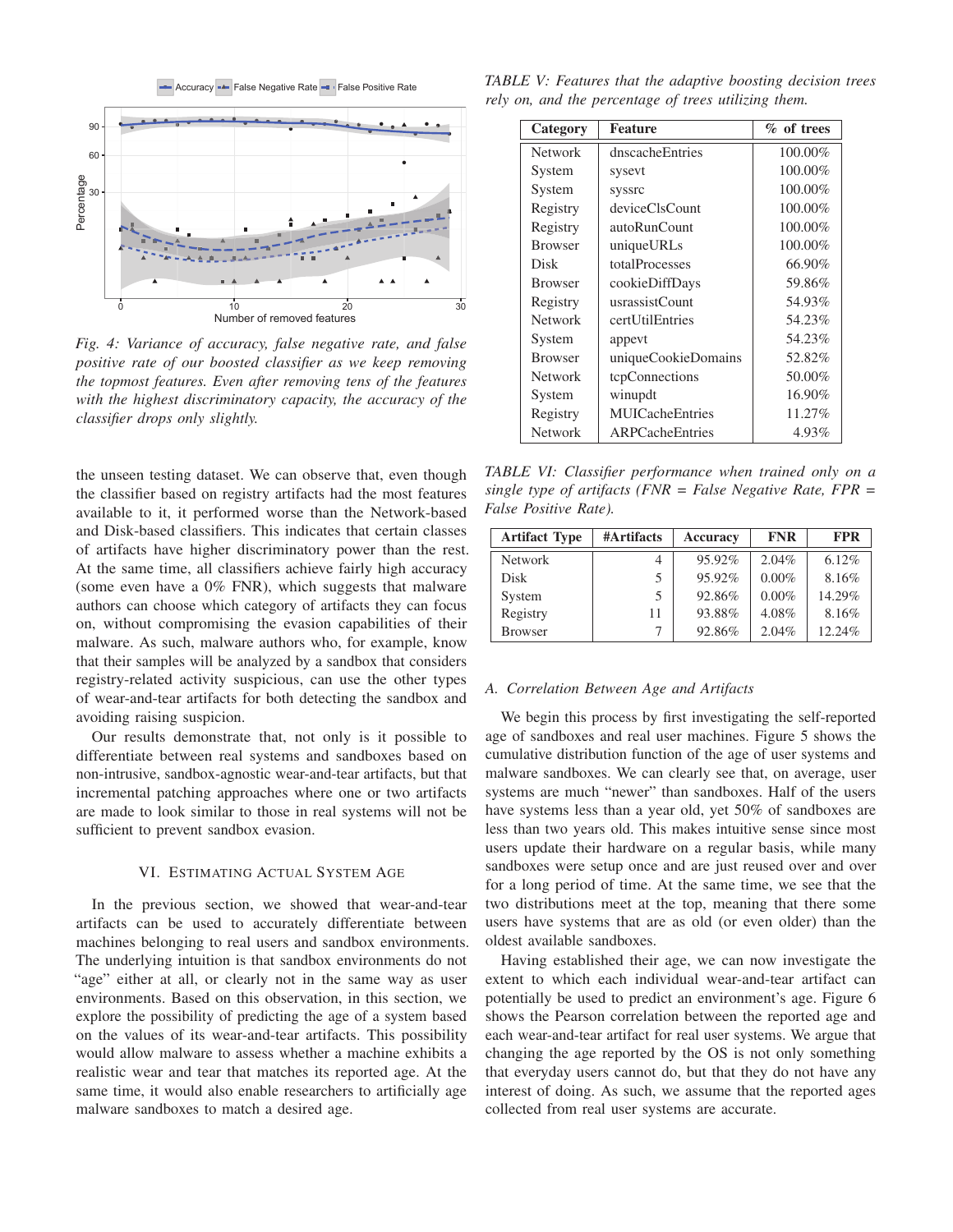Accuracy False Negative Rate False Positive Rate

90
60
30
Percentage

0 10 20 30
Number of removed features

*Fig. 4: Variance of accuracy, false negative rate, and false positive rate of our boosted classifier as we keep removing the topmost features. Even after removing tens of the features with the highest discriminatory capacity, the accuracy of the classifier drops only slightly.*

the unseen testing dataset. We can observe that, even though the classifier based on registry artifacts had the most features available to it, it performed worse than the Network-based and Disk-based classifiers. This indicates that certain classes of artifacts have higher discriminatory power than the rest. At the same time, all classifiers achieve fairly high accuracy (some even have a 0% FNR), which suggests that malware authors can choose which category of artifacts they can focus on, without compromising the evasion capabilities of their malware. As such, malware authors who, for example, know that their samples will be analyzed by a sandbox that considers registry-related activity suspicious, can use the other types of wear-and-tear artifacts for both detecting the sandbox and avoiding raising suspicion.

Our results demonstrate that, not only is it possible to differentiate between real systems and sandboxes based on non-intrusive, sandbox-agnostic wear-and-tear artifacts, but that incremental patching approaches where one or two artifacts are made to look similar to those in real systems will not be sufficient to prevent sandbox evasion.

## VI. Estimating Actual System Age

In the previous section, we showed that wear-and-tear artifacts can be used to accurately differentiate between machines belonging to real users and sandbox environments. The underlying intuition is that sandbox environments do not "age" either at all, or clearly not in the same way as user environments. Based on this observation, in this section, we explore the possibility of predicting the age of a system based on the values of its wear-and-tear artifacts. This possibility would allow malware to assess whether a machine exhibits a realistic wear and tear that matches its reported age. At the same time, it would also enable researchers to artificially age malware sandboxes to match a desired age.

*TABLE V: Features that the adaptive boosting decision trees rely on, and the percentage of trees utilizing them.*

| Category | Feature | % of trees |
|---|---|---|
| Network | dnscacheEntries | 100.00% |
| System | sysevt | 100.00% |
| System | syssrc | 100.00% |
| Registry | deviceClsCount | 100.00% |
| Registry | autoRunCount | 100.00% |
| Browser | uniqueURLs | 100.00% |
| Disk | totalProcesses | 66.90% |
| Browser | cookieDiffDays | 59.86% |
| Registry | usrassistCount | 54.93% |
| Network | certUtilEntries | 54.23% |
| System | appevt | 54.23% |
| Browser | uniqueCookieDomains | 52.82% |
| Network | tcpConnections | 50.00% |
| System | winupdt | 16.90% |
| Registry | MUICacheEntries | 11.27% |
| Network | ARPCacheEntries | 4.93% |

*TABLE VI: Classifier performance when trained only on a single type of artifacts (FNR = False Negative Rate, FPR = False Positive Rate).*

| Artifact Type | #Artifacts | Accuracy | FNR | FPR |
|---|---|---|---|---|
| Network | 4 | 95.92% | 2.04% | 6.12% |
| Disk | 5 | 95.92% | 0.00% | 8.16% |
| System | 5 | 92.86% | 0.00% | 14.29% |
| Registry | 11 | 93.88% | 4.08% | 8.16% |
| Browser | 7 | 92.86% | 2.04% | 12.24% |

### A. Correlation Between Age and Artifacts

We begin this process by first investigating the self-reported age of sandboxes and real user machines. Figure 5 shows the cumulative distribution function of the age of user systems and malware sandboxes. We can clearly see that, on average, user systems are much "newer" than sandboxes. Half of the users have systems less than a year old, yet 50% of sandboxes are less than two years old. This makes intuitive sense since most users update their hardware on a regular basis, while many sandboxes were setup once and are just reused over and over for a long period of time. At the same time, we see that the two distributions meet at the top, meaning that there some users have systems that are as old (or even older) than the oldest available sandboxes.

Having established their age, we can now investigate the extent to which each individual wear-and-tear artifact can potentially be used to predict an environment's age. Figure 6 shows the Pearson correlation between the reported age and each wear-and-tear artifact for real user systems. We argue that changing the age reported by the OS is not only something that everyday users cannot do, but that they do not have any interest of doing. As such, we assume that the reported ages collected from real user systems are accurate.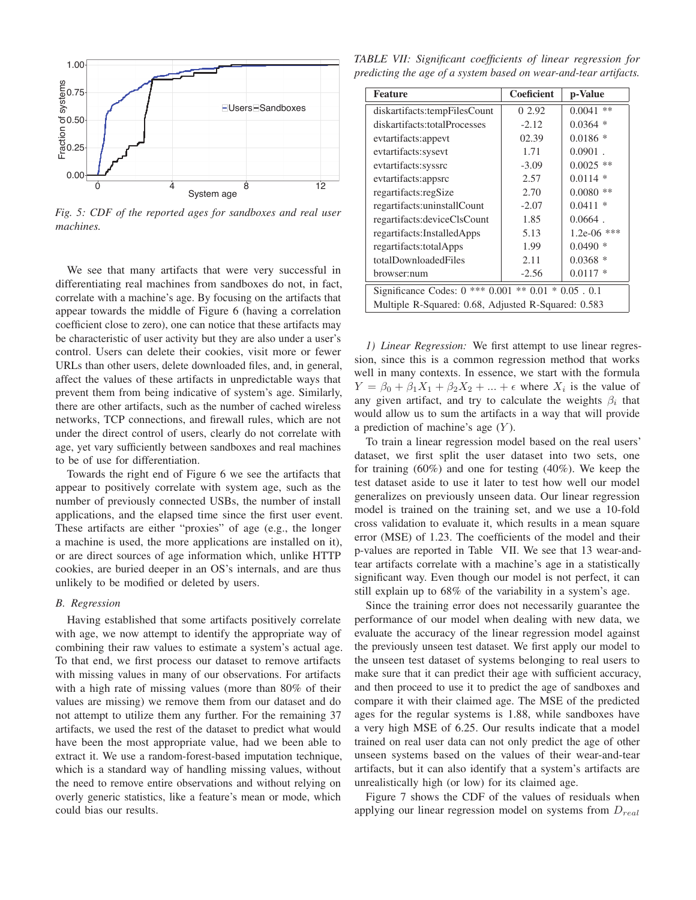1.00
0.75
0.50
0.25
0.00
Fraction of systems
Users Sandboxes
0
4
8
12
System age

*Fig. 5: CDF of the reported ages for sandboxes and real user machines.*

We see that many artifacts that were very successful in differentiating real machines from sandboxes do not, in fact, correlate with a machine's age. By focusing on the artifacts that appear towards the middle of Figure 6 (having a correlation coefficient close to zero), one can notice that these artifacts may be characteristic of user activity but they are also under a user's control. Users can delete their cookies, visit more or fewer URLs than other users, delete downloaded files, and, in general, affect the values of these artifacts in unpredictable ways that prevent them from being indicative of system's age. Similarly, there are other artifacts, such as the number of cached wireless networks, TCP connections, and firewall rules, which are not under the direct control of users, clearly do not correlate with age, yet vary sufficiently between sandboxes and real machines to be of use for differentiation.

Towards the right end of Figure 6 we see the artifacts that appear to positively correlate with system age, such as the number of previously connected USBs, the number of install applications, and the elapsed time since the first user event. These artifacts are either "proxies" of age (e.g., the longer a machine is used, the more applications are installed on it), or are direct sources of age information which, unlike HTTP cookies, are buried deeper in an OS's internals, and are thus unlikely to be modified or deleted by users.

### B. Regression

Having established that some artifacts positively correlate with age, we now attempt to identify the appropriate way of combining their raw values to estimate a system's actual age. To that end, we first process our dataset to remove artifacts with missing values in many of our observations. For artifacts with a high rate of missing values (more than 80% of their values are missing) we remove them from our dataset and do not attempt to utilize them any further. For the remaining 37 artifacts, we used the rest of the dataset to predict what would have been the most appropriate value, had we been able to extract it. We use a random-forest-based imputation technique, which is a standard way of handling missing values, without the need to remove entire observations and without relying on overly generic statistics, like a feature's mean or mode, which could bias our results.

*TABLE VII: Significant coefficients of linear regression for predicting the age of a system based on wear-and-tear artifacts.*

| Feature | Coeficient | p-Value |
|---|---|---|
| diskartifacts:tempFilesCount | 0 2.92 | 0.0041 ** |
| diskartifacts:totalProcesses | -2.12 | 0.0364 * |
| evtartifacts:appevt | 02.39 | 0.0186 * |
| evtartifacts:sysevt | 1.71 | 0.0901 . |
| evtartifacts:syssrc | -3.09 | 0.0025 ** |
| evtartifacts:appsrc | 2.57 | 0.0114 * |
| regartifacts:regSize | 2.70 | 0.0080 ** |
| regartifacts:uninstallCount | -2.07 | 0.0411 * |
| regartifacts:deviceClsCount | 1.85 | 0.0664 . |
| regartifacts:InstalledApps | 5.13 | 1.2e-06 *** |
| regartifacts:totalApps | 1.99 | 0.0490 * |
| totalDownloadedFiles | 2.11 | 0.0368 * |
| browser:num | -2.56 | 0.0117 * |
| Significance Codes: 0 *** 0.001 ** 0.01 * 0.05 . 0.1 | | |
| Multiple R-Squared: 0.68, Adjusted R-Squared: 0.583 | | |

*1) Linear Regression:* We first attempt to use linear regression, since this is a common regression method that works well in many contexts. In essence, we start with the formula $Y = \beta_0 + \beta_1 X_1 + \beta_2 X_2 + ... + \epsilon$ where $X_i$ is the value of any given artifact, and try to calculate the weights $\beta_i$ that would allow us to sum the artifacts in a way that will provide a prediction of machine's age ($Y$).

To train a linear regression model based on the real users' dataset, we first split the user dataset into two sets, one for training (60%) and one for testing (40%). We keep the test dataset aside to use it later to test how well our model generalizes on previously unseen data. Our linear regression model is trained on the training set, and we use a 10-fold cross validation to evaluate it, which results in a mean square error (MSE) of 1.23. The coefficients of the model and their p-values are reported in Table VII. We see that 13 wear-and-tear artifacts correlate with a machine's age in a statistically significant way. Even though our model is not perfect, it can still explain up to 68% of the variability in a system's age.

Since the training error does not necessarily guarantee the performance of our model when dealing with new data, we evaluate the accuracy of the linear regression model against the previously unseen test dataset. We first apply our model to the unseen test dataset of systems belonging to real users to make sure that it can predict their age with sufficient accuracy, and then proceed to use it to predict the age of sandboxes and compare it with their claimed age. The MSE of the predicted ages for the regular systems is 1.88, while sandboxes have a very high MSE of 6.25. Our results indicate that a model trained on real user data can not only predict the age of other unseen systems based on the values of their wear-and-tear artifacts, but it can also identify that a system's artifacts are unrealistically high (or low) for its claimed age.

Figure 7 shows the CDF of the values of residuals when applying our linear regression model on systems from $D_{real}$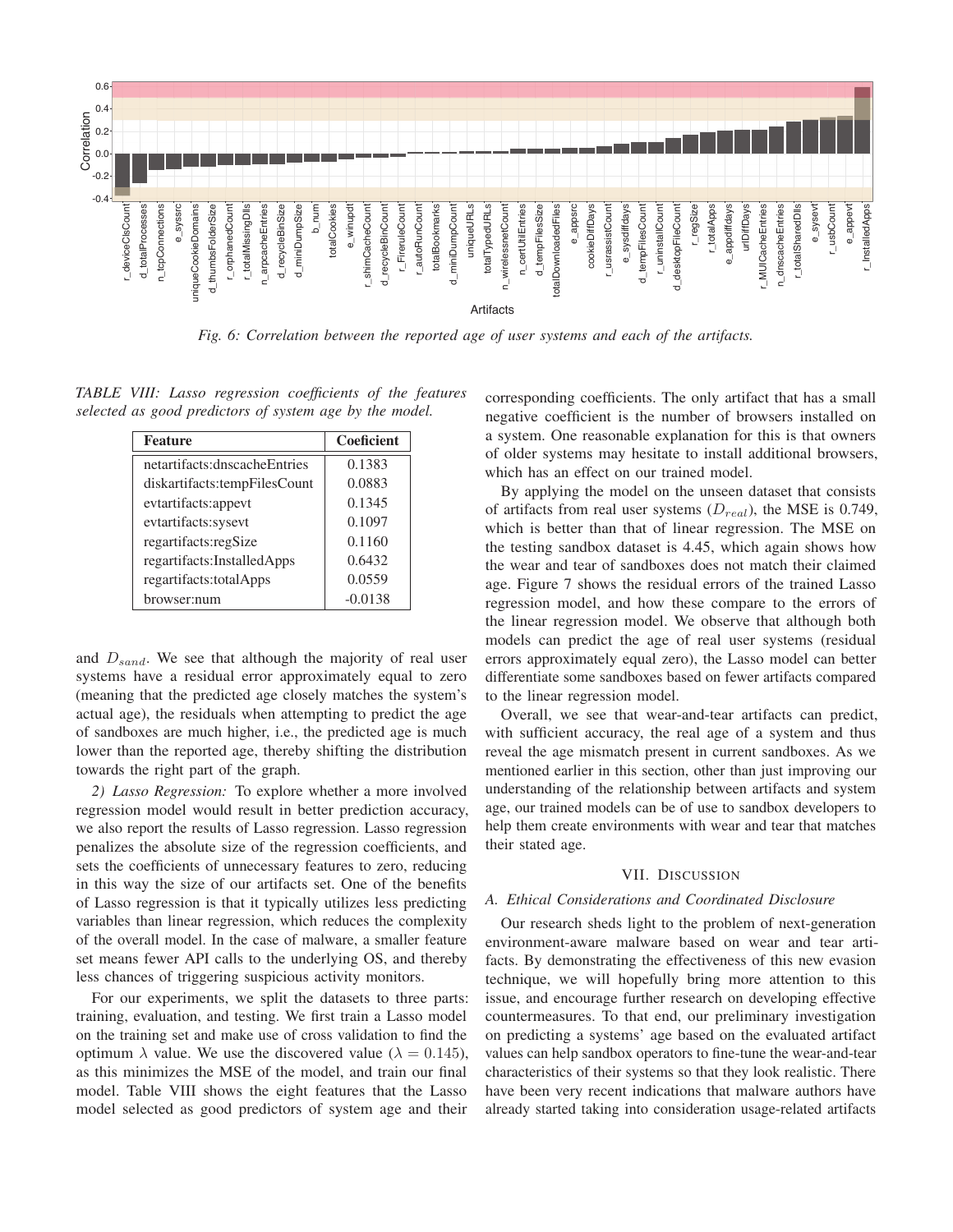0.6
0.4
0.2
0.0
-0.2
-0.4

Correlation

r_deviceClsCount
d_totalProcesses
n_tcpConnections
e_syssrc
uniqueCookieDomains
d_thumbsFolderSize
r_orphanedCount
r_totalMissingDlls
n_arpcacheEntries
d_recycleBinSize
d_miniDumpSize
b_num
totalCookies
e_winupdt
r_shimCacheCount
d_recycleBinCount
r_FireruleCount
r_autoRunCount
totalBookmarks
d_miniDumpCount
uniqueURLs
totalTypedURLs
n_wirelessnetCount
n_certUtilEntries
d_tempFilesSize
totalDownloadedFiles
e_appsrc
cookieDiffDays
r_usrassistCount
e_sysdiffdays
d_tempFilesCount
r_uninstallCount
d_desktopFileCount
r_regSize
r_totalApps
e_appdiffdays
urlDiffDays
r_MUICacheEntries
n_dnscacheEntries
r_totalSharedDlls
e_sysevt
r_usbCount
e_appevt
r_InstalledApps

Artifacts

*Fig. 6: Correlation between the reported age of user systems and each of the artifacts.*

*TABLE VIII: Lasso regression coefficients of the features selected as good predictors of system age by the model.*

| Feature | Coeficient |
|---|---|
| netartifacts:dnscacheEntries | 0.1383 |
| diskartifacts:tempFilesCount | 0.0883 |
| evtartifacts:appevt | 0.1345 |
| evtartifacts:sysevt | 0.1097 |
| regartifacts:regSize | 0.1160 |
| regartifacts:InstalledApps | 0.6432 |
| regartifacts:totalApps | 0.0559 |
| browser:num | -0.0138 |

and $D_{sand}$. We see that although the majority of real user systems have a residual error approximately equal to zero (meaning that the predicted age closely matches the system's actual age), the residuals when attempting to predict the age of sandboxes are much higher, i.e., the predicted age is much lower than the reported age, thereby shifting the distribution towards the right part of the graph.

*2) Lasso Regression:* To explore whether a more involved regression model would result in better prediction accuracy, we also report the results of Lasso regression. Lasso regression penalizes the absolute size of the regression coefficients, and sets the coefficients of unnecessary features to zero, reducing in this way the size of our artifacts set. One of the benefits of Lasso regression is that it typically utilizes less predicting variables than linear regression, which reduces the complexity of the overall model. In the case of malware, a smaller feature set means fewer API calls to the underlying OS, and thereby less chances of triggering suspicious activity monitors.

For our experiments, we split the datasets to three parts: training, evaluation, and testing. We first train a Lasso model on the training set and make use of cross validation to find the optimum $\lambda$ value. We use the discovered value ($\lambda = 0.145$), as this minimizes the MSE of the model, and train our final model. Table VIII shows the eight features that the Lasso model selected as good predictors of system age and their corresponding coefficients. The only artifact that has a small negative coefficient is the number of browsers installed on a system. One reasonable explanation for this is that owners of older systems may hesitate to install additional browsers, which has an effect on our trained model.

By applying the model on the unseen dataset that consists of artifacts from real user systems ($D_{real}$), the MSE is 0.749, which is better than that of linear regression. The MSE on the testing sandbox dataset is 4.45, which again shows how the wear and tear of sandboxes does not match their claimed age. Figure 7 shows the residual errors of the trained Lasso regression model, and how these compare to the errors of the linear regression model. We observe that although both models can predict the age of real user systems (residual errors approximately equal zero), the Lasso model can better differentiate some sandboxes based on fewer artifacts compared to the linear regression model.

Overall, we see that wear-and-tear artifacts can predict, with sufficient accuracy, the real age of a system and thus reveal the age mismatch present in current sandboxes. As we mentioned earlier in this section, other than just improving our understanding of the relationship between artifacts and system age, our trained models can be of use to sandbox developers to help them create environments with wear and tear that matches their stated age.

## VII. Discussion

### A. Ethical Considerations and Coordinated Disclosure

Our research sheds light to the problem of next-generation environment-aware malware based on wear and tear artifacts. By demonstrating the effectiveness of this new evasion technique, we will hopefully bring more attention to this issue, and encourage further research on developing effective countermeasures. To that end, our preliminary investigation on predicting a systems' age based on the evaluated artifact values can help sandbox operators to fine-tune the wear-and-tear characteristics of their systems so that they look realistic. There have been very recent indications that malware authors have already started taking into consideration usage-related artifacts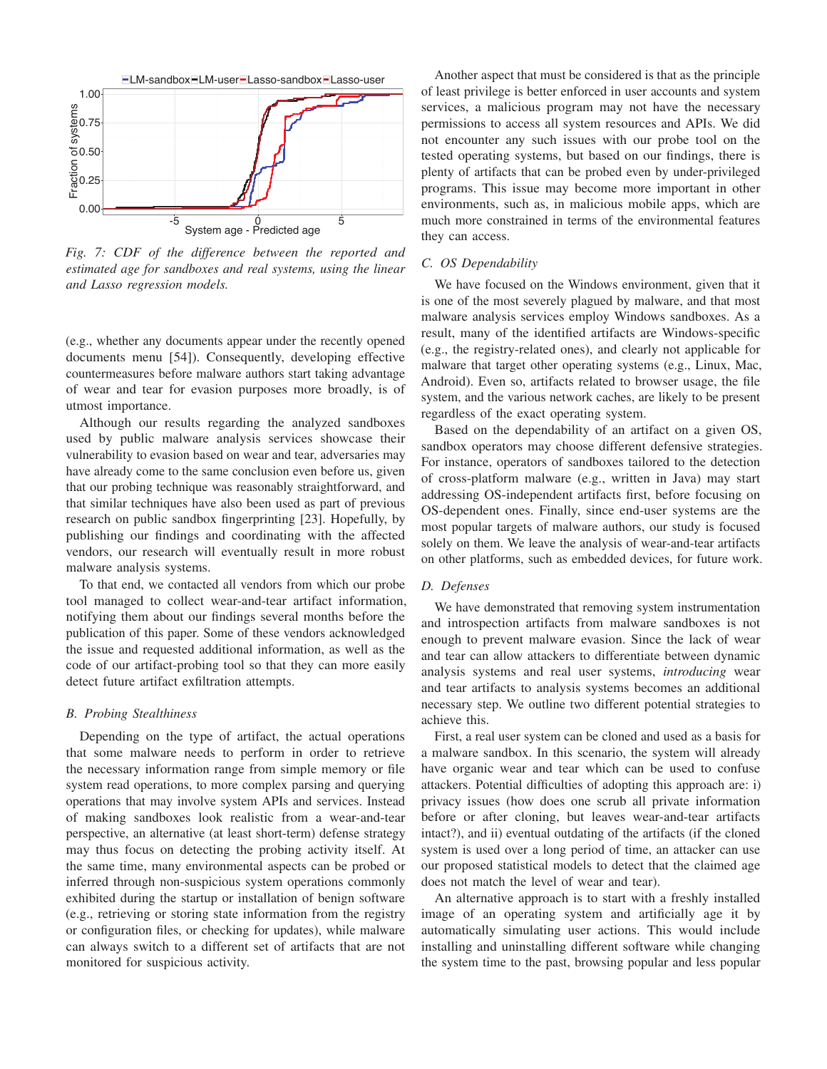LM-sandbox LM-user Lasso-sandbox Lasso-user

1.00
0.75
0.50
0.25
0.00

Fraction of systems

-5
0
5

System age - Predicted age

Fig. 7: CDF of the difference between the reported and estimated age for sandboxes and real systems, using the linear and Lasso regression models.

(e.g., whether any documents appear under the recently opened documents menu [54]). Consequently, developing effective countermeasures before malware authors start taking advantage of wear and tear for evasion purposes more broadly, is of utmost importance.

Although our results regarding the analyzed sandboxes used by public malware analysis services showcase their vulnerability to evasion based on wear and tear, adversaries may have already come to the same conclusion even before us, given that our probing technique was reasonably straightforward, and that similar techniques have also been used as part of previous research on public sandbox fingerprinting [23]. Hopefully, by publishing our findings and coordinating with the affected vendors, our research will eventually result in more robust malware analysis systems.

To that end, we contacted all vendors from which our probe tool managed to collect wear-and-tear artifact information, notifying them about our findings several months before the publication of this paper. Some of these vendors acknowledged the issue and requested additional information, as well as the code of our artifact-probing tool so that they can more easily detect future artifact exfiltration attempts.

### B. Probing Stealthiness

Depending on the type of artifact, the actual operations that some malware needs to perform in order to retrieve the necessary information range from simple memory or file system read operations, to more complex parsing and querying operations that may involve system APIs and services. Instead of making sandboxes look realistic from a wear-and-tear perspective, an alternative (at least short-term) defense strategy may thus focus on detecting the probing activity itself. At the same time, many environmental aspects can be probed or inferred through non-suspicious system operations commonly exhibited during the startup or installation of benign software (e.g., retrieving or storing state information from the registry or configuration files, or checking for updates), while malware can always switch to a different set of artifacts that are not monitored for suspicious activity.

Another aspect that must be considered is that as the principle of least privilege is better enforced in user accounts and system services, a malicious program may not have the necessary permissions to access all system resources and APIs. We did not encounter any such issues with our probe tool on the tested operating systems, but based on our findings, there is plenty of artifacts that can be probed even by under-privileged programs. This issue may become more important in other environments, such as, in malicious mobile apps, which are much more constrained in terms of the environmental features they can access.

### C. OS Dependability

We have focused on the Windows environment, given that it is one of the most severely plagued by malware, and that most malware analysis services employ Windows sandboxes. As a result, many of the identified artifacts are Windows-specific (e.g., the registry-related ones), and clearly not applicable for malware that target other operating systems (e.g., Linux, Mac, Android). Even so, artifacts related to browser usage, the file system, and the various network caches, are likely to be present regardless of the exact operating system.

Based on the dependability of an artifact on a given OS, sandbox operators may choose different defensive strategies. For instance, operators of sandboxes tailored to the detection of cross-platform malware (e.g., written in Java) may start addressing OS-independent artifacts first, before focusing on OS-dependent ones. Finally, since end-user systems are the most popular targets of malware authors, our study is focused solely on them. We leave the analysis of wear-and-tear artifacts on other platforms, such as embedded devices, for future work.

### D. Defenses

We have demonstrated that removing system instrumentation and introspection artifacts from malware sandboxes is not enough to prevent malware evasion. Since the lack of wear and tear can allow attackers to differentiate between dynamic analysis systems and real user systems, *introducing* wear and tear artifacts to analysis systems becomes an additional necessary step. We outline two different potential strategies to achieve this.

First, a real user system can be cloned and used as a basis for a malware sandbox. In this scenario, the system will already have organic wear and tear which can be used to confuse attackers. Potential difficulties of adopting this approach are: i) privacy issues (how does one scrub all private information before or after cloning, but leaves wear-and-tear artifacts intact?), and ii) eventual outdating of the artifacts (if the cloned system is used over a long period of time, an attacker can use our proposed statistical models to detect that the claimed age does not match the level of wear and tear).

An alternative approach is to start with a freshly installed image of an operating system and artificially age it by automatically simulating user actions. This would include installing and uninstalling different software while changing the system time to the past, browsing popular and less popular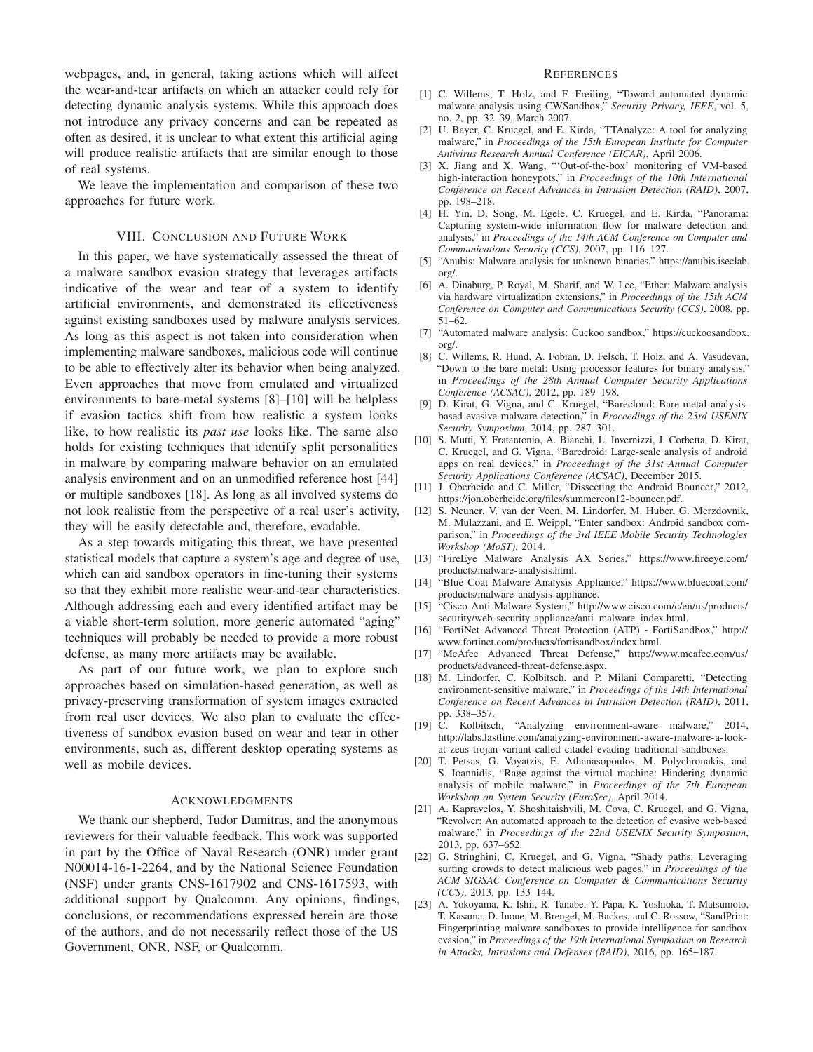webpages, and, in general, taking actions which will affect the wear-and-tear artifacts on which an attacker could rely for detecting dynamic analysis systems. While this approach does not introduce any privacy concerns and can be repeated as often as desired, it is unclear to what extent this artificial aging will produce realistic artifacts that are similar enough to those of real systems.

We leave the implementation and comparison of these two approaches for future work.

## VIII. Conclusion and Future Work

In this paper, we have systematically assessed the threat of a malware sandbox evasion strategy that leverages artifacts indicative of the wear and tear of a system to identify artificial environments, and demonstrated its effectiveness against existing sandboxes used by malware analysis services. As long as this aspect is not taken into consideration when implementing malware sandboxes, malicious code will continue to be able to effectively alter its behavior when being analyzed. Even approaches that move from emulated and virtualized environments to bare-metal systems [8]–[10] will be helpless if evasion tactics shift from how realistic a system looks like, to how realistic its *past use* looks like. The same also holds for existing techniques that identify split personalities in malware by comparing malware behavior on an emulated analysis environment and on an unmodified reference host [44] or multiple sandboxes [18]. As long as all involved systems do not look realistic from the perspective of a real user's activity, they will be easily detectable and, therefore, evadable.

As a step towards mitigating this threat, we have presented statistical models that capture a system's age and degree of use, which can aid sandbox operators in fine-tuning their systems so that they exhibit more realistic wear-and-tear characteristics. Although addressing each and every identified artifact may be a viable short-term solution, more generic automated "aging" techniques will probably be needed to provide a more robust defense, as many more artifacts may be available.

As part of our future work, we plan to explore such approaches based on simulation-based generation, as well as privacy-preserving transformation of system images extracted from real user devices. We also plan to evaluate the effectiveness of sandbox evasion based on wear and tear in other environments, such as, different desktop operating systems as well as mobile devices.

## Acknowledgments

We thank our shepherd, Tudor Dumitras, and the anonymous reviewers for their valuable feedback. This work was supported in part by the Office of Naval Research (ONR) under grant N00014-16-1-2264, and by the National Science Foundation (NSF) under grants CNS-1617902 and CNS-1617593, with additional support by Qualcomm. Any opinions, findings, conclusions, or recommendations expressed herein are those of the authors, and do not necessarily reflect those of the US Government, ONR, NSF, or Qualcomm.

## References

[1] C. Willems, T. Holz, and F. Freiling, "Toward automated dynamic malware analysis using CWSandbox," *Security Privacy, IEEE*, vol. 5, no. 2, pp. 32–39, March 2007.

[2] U. Bayer, C. Kruegel, and E. Kirda, "TTAnalyze: A tool for analyzing malware," in *Proceedings of the 15th European Institute for Computer Antivirus Research Annual Conference (EICAR)*, April 2006.

[3] X. Jiang and X. Wang, "'Out-of-the-box' monitoring of VM-based high-interaction honeypots," in *Proceedings of the 10th International Conference on Recent Advances in Intrusion Detection (RAID)*, 2007, pp. 198–218.

[4] H. Yin, D. Song, M. Egele, C. Kruegel, and E. Kirda, "Panorama: Capturing system-wide information flow for malware detection and analysis," in *Proceedings of the 14th ACM Conference on Computer and Communications Security (CCS)*, 2007, pp. 116–127.

[5] "Anubis: Malware analysis for unknown binaries," https://anubis.iseclab.org/.

[6] A. Dinaburg, P. Royal, M. Sharif, and W. Lee, "Ether: Malware analysis via hardware virtualization extensions," in *Proceedings of the 15th ACM Conference on Computer and Communications Security (CCS)*, 2008, pp. 51–62.

[7] "Automated malware analysis: Cuckoo sandbox," https://cuckoosandbox.org/.

[8] C. Willems, R. Hund, A. Fobian, D. Felsch, T. Holz, and A. Vasudevan, "Down to the bare metal: Using processor features for binary analysis," in *Proceedings of the 28th Annual Computer Security Applications Conference (ACSAC)*, 2012, pp. 189–198.

[9] D. Kirat, G. Vigna, and C. Kruegel, "Barecloud: Bare-metal analysis-based evasive malware detection," in *Proceedings of the 23rd USENIX Security Symposium*, 2014, pp. 287–301.

[10] S. Mutti, Y. Fratantonio, A. Bianchi, L. Invernizzi, J. Corbetta, D. Kirat, C. Kruegel, and G. Vigna, "Baredroid: Large-scale analysis of android apps on real devices," in *Proceedings of the 31st Annual Computer Security Applications Conference (ACSAC)*, December 2015.

[11] J. Oberheide and C. Miller, "Dissecting the Android Bouncer," 2012, https://jon.oberheide.org/files/summercon12-bouncer.pdf.

[12] S. Neuner, V. van der Veen, M. Lindorfer, M. Huber, G. Merzdovnik, M. Mulazzani, and E. Weippl, "Enter sandbox: Android sandbox comparison," in *Proceedings of the 3rd IEEE Mobile Security Technologies Workshop (MoST)*, 2014.

[13] "FireEye Malware Analysis AX Series," https://www.fireeye.com/products/malware-analysis.html.

[14] "Blue Coat Malware Analysis Appliance," https://www.bluecoat.com/products/malware-analysis-appliance.

[15] "Cisco Anti-Malware System," http://www.cisco.com/c/en/us/products/security/web-security-appliance/anti_malware_index.html.

[16] "FortiNet Advanced Threat Protection (ATP) - FortiSandbox," http://www.fortinet.com/products/fortisandbox/index.html.

[17] "McAfee Advanced Threat Defense," http://www.mcafee.com/us/products/advanced-threat-defense.aspx.

[18] M. Lindorfer, C. Kolbitsch, and P. Milani Comparetti, "Detecting environment-sensitive malware," in *Proceedings of the 14th International Conference on Recent Advances in Intrusion Detection (RAID)*, 2011, pp. 338–357.

[19] C. Kolbitsch, "Analyzing environment-aware malware," 2014, http://labs.lastline.com/analyzing-environment-aware-malware-a-look-at-zeus-trojan-variant-called-citadel-evading-traditional-sandboxes.

[20] T. Petsas, G. Voyatzis, E. Athanasopoulos, M. Polychronakis, and S. Ioannidis, "Rage against the virtual machine: Hindering dynamic analysis of mobile malware," in *Proceedings of the 7th European Workshop on System Security (EuroSec)*, April 2014.

[21] A. Kapravelos, Y. Shoshitaishvili, M. Cova, C. Kruegel, and G. Vigna, "Revolver: An automated approach to the detection of evasive web-based malware," in *Proceedings of the 22nd USENIX Security Symposium*, 2013, pp. 637–652.

[22] G. Stringhini, C. Kruegel, and G. Vigna, "Shady paths: Leveraging surfing crowds to detect malicious web pages," in *Proceedings of the ACM SIGSAC Conference on Computer & Communications Security (CCS)*, 2013, pp. 133–144.

[23] A. Yokoyama, K. Ishii, R. Tanabe, Y. Papa, K. Yoshioka, T. Matsumoto, T. Kasama, D. Inoue, M. Brengel, M. Backes, and C. Rossow, "SandPrint: Fingerprinting malware sandboxes to provide intelligence for sandbox evasion," in *Proceedings of the 19th International Symposium on Research in Attacks, Intrusions and Defenses (RAID)*, 2016, pp. 165–187.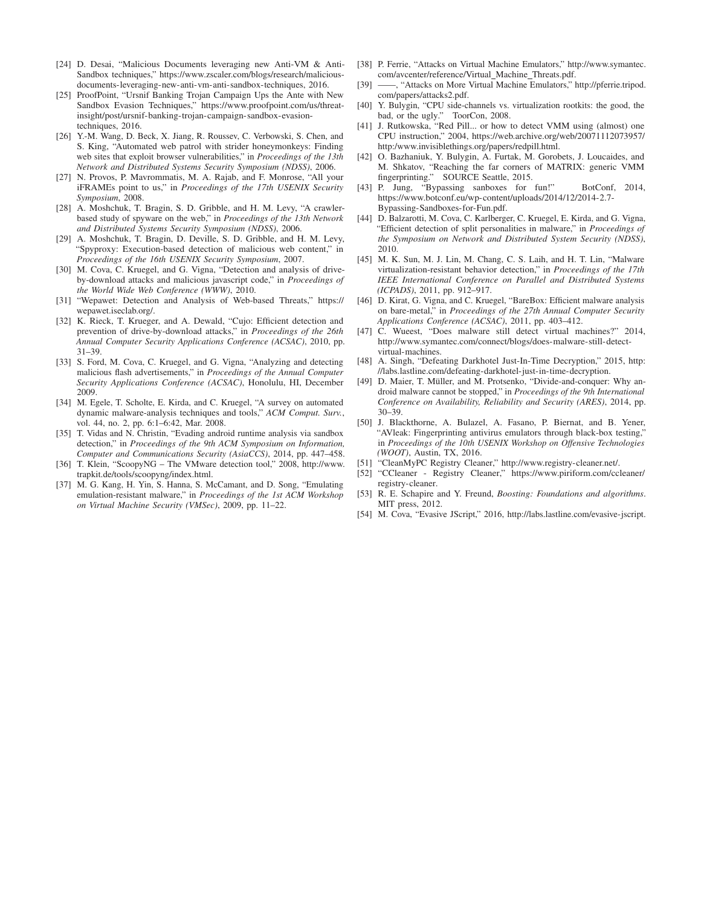[24] D. Desai, "Malicious Documents leveraging new Anti-VM & Anti-Sandbox techniques," https://www.zscaler.com/blogs/research/malicious-documents-leveraging-new-anti-vm-anti-sandbox-techniques, 2016.

[25] ProofPoint, "Ursnif Banking Trojan Campaign Ups the Ante with New Sandbox Evasion Techniques," https://www.proofpoint.com/us/threat-insight/post/ursnif-banking-trojan-campaign-sandbox-evasion-techniques, 2016.

[26] Y.-M. Wang, D. Beck, X. Jiang, R. Roussev, C. Verbowski, S. Chen, and S. King, "Automated web patrol with strider honeymonkeys: Finding web sites that exploit browser vulnerabilities," in *Proceedings of the 13th Network and Distributed Systems Security Symposium (NDSS)*, 2006.

[27] N. Provos, P. Mavrommatis, M. A. Rajab, and F. Monrose, "All your iFRAMEs point to us," in *Proceedings of the 17th USENIX Security Symposium*, 2008.

[28] A. Moshchuk, T. Bragin, S. D. Gribble, and H. M. Levy, "A crawler-based study of spyware on the web," in *Proceedings of the 13th Network and Distributed Systems Security Symposium (NDSS)*, 2006.

[29] A. Moshchuk, T. Bragin, D. Deville, S. D. Gribble, and H. M. Levy, "Spyproxy: Execution-based detection of malicious web content," in *Proceedings of the 16th USENIX Security Symposium*, 2007.

[30] M. Cova, C. Kruegel, and G. Vigna, "Detection and analysis of drive-by-download attacks and malicious javascript code," in *Proceedings of the World Wide Web Conference (WWW)*, 2010.

[31] "Wepawet: Detection and Analysis of Web-based Threats," https://wepawet.iseclab.org/.

[32] K. Rieck, T. Krueger, and A. Dewald, "Cujo: Efficient detection and prevention of drive-by-download attacks," in *Proceedings of the 26th Annual Computer Security Applications Conference (ACSAC)*, 2010, pp. 31–39.

[33] S. Ford, M. Cova, C. Kruegel, and G. Vigna, "Analyzing and detecting malicious flash advertisements," in *Proceedings of the Annual Computer Security Applications Conference (ACSAC)*, Honolulu, HI, December 2009.

[34] M. Egele, T. Scholte, E. Kirda, and C. Kruegel, "A survey on automated dynamic malware-analysis techniques and tools," *ACM Comput. Surv.*, vol. 44, no. 2, pp. 6:1–6:42, Mar. 2008.

[35] T. Vidas and N. Christin, "Evading android runtime analysis via sandbox detection," in *Proceedings of the 9th ACM Symposium on Information, Computer and Communications Security (AsiaCCS)*, 2014, pp. 447–458.

[36] T. Klein, "ScoopyNG – The VMware detection tool," 2008, http://www.trapkit.de/tools/scoopyng/index.html.

[37] M. G. Kang, H. Yin, S. Hanna, S. McCamant, and D. Song, "Emulating emulation-resistant malware," in *Proceedings of the 1st ACM Workshop on Virtual Machine Security (VMSec)*, 2009, pp. 11–22.

[38] P. Ferrie, "Attacks on Virtual Machine Emulators," http://www.symantec.com/avcenter/reference/Virtual_Machine_Threats.pdf.

[39] ——, "Attacks on More Virtual Machine Emulators," http://pferrie.tripod.com/papers/attacks2.pdf.

[40] Y. Bulygin, "CPU side-channels vs. virtualization rootkits: the good, the bad, or the ugly." ToorCon, 2008.

[41] J. Rutkowska, "Red Pill... or how to detect VMM using (almost) one CPU instruction," 2004, https://web.archive.org/web/20071112073957/http:/www.invisiblethings.org/papers/redpill.html.

[42] O. Bazhaniuk, Y. Bulygin, A. Furtak, M. Gorobets, J. Loucaides, and M. Shkatov, "Reaching the far corners of MATRIX: generic VMM fingerprinting." SOURCE Seattle, 2015.

[43] P. Jung, "Bypassing sanboxes for fun!" BotConf, 2014, https://www.botconf.eu/wp-content/uploads/2014/12/2014-2.7-Bypassing-Sandboxes-for-Fun.pdf.

[44] D. Balzarotti, M. Cova, C. Karlberger, C. Kruegel, E. Kirda, and G. Vigna, "Efficient detection of split personalities in malware," in *Proceedings of the Symposium on Network and Distributed System Security (NDSS)*, 2010.

[45] M. K. Sun, M. J. Lin, M. Chang, C. S. Laih, and H. T. Lin, "Malware virtualization-resistant behavior detection," in *Proceedings of the 17th IEEE International Conference on Parallel and Distributed Systems (ICPADS)*, 2011, pp. 912–917.

[46] D. Kirat, G. Vigna, and C. Kruegel, "BareBox: Efficient malware analysis on bare-metal," in *Proceedings of the 27th Annual Computer Security Applications Conference (ACSAC)*, 2011, pp. 403–412.

[47] C. Wueest, "Does malware still detect virtual machines?" 2014, http://www.symantec.com/connect/blogs/does-malware-still-detect-virtual-machines.

[48] A. Singh, "Defeating Darkhotel Just-In-Time Decryption," 2015, http://labs.lastline.com/defeating-darkhotel-just-in-time-decryption.

[49] D. Maier, T. Müller, and M. Protsenko, "Divide-and-conquer: Why android malware cannot be stopped," in *Proceedings of the 9th International Conference on Availability, Reliability and Security (ARES)*, 2014, pp. 30–39.

[50] J. Blackthorne, A. Bulazel, A. Fasano, P. Biernat, and B. Yener, "AVleak: Fingerprinting antivirus emulators through black-box testing," in *Proceedings of the 10th USENIX Workshop on Offensive Technologies (WOOT)*, Austin, TX, 2016.

[51] "CleanMyPC Registry Cleaner," http://www.registry-cleaner.net/.

[52] "CCleaner - Registry Cleaner," https://www.piriform.com/ccleaner/registry-cleaner.

[53] R. E. Schapire and Y. Freund, *Boosting: Foundations and algorithms*. MIT press, 2012.

[54] M. Cova, "Evasive JScript," 2016, http://labs.lastline.com/evasive-jscript.